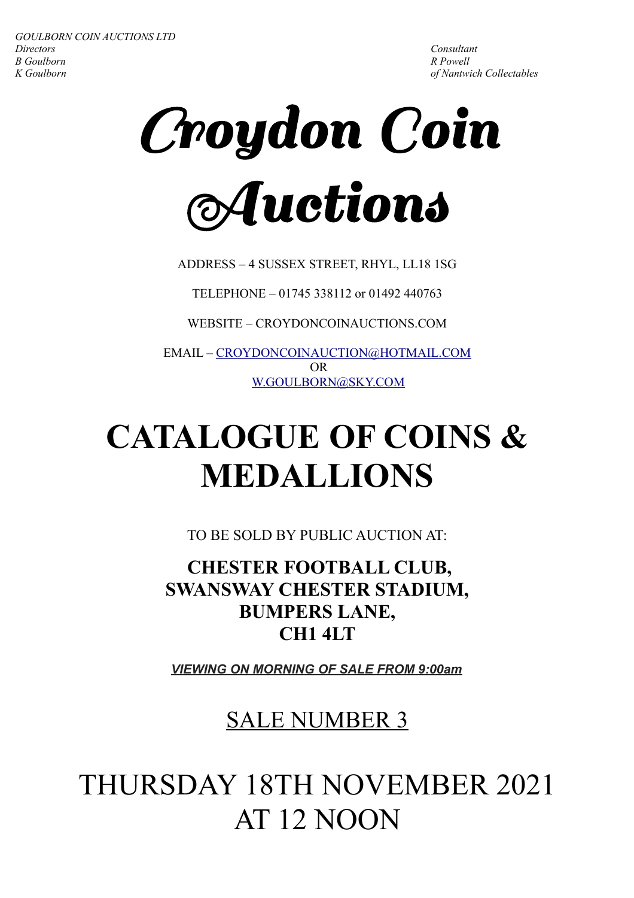*GOULBORN COIN AUCTIONS LTD*
*Directors*
*B Goulborn*
*K Goulborn*

*Consultant*
*R Powell*
*of Nantwich Collectables*

# Croydon Coin Auctions

ADDRESS – 4 SUSSEX STREET, RHYL, LL18 1SG

TELEPHONE – 01745 338112 or 01492 440763

WEBSITE – CROYDONCOINAUCTIONS.COM

EMAIL – CROYDONCOINAUCTION@HOTMAIL.COM
OR
W.GOULBORN@SKY.COM

# CATALOGUE OF COINS & MEDALLIONS

TO BE SOLD BY PUBLIC AUCTION AT:

**CHESTER FOOTBALL CLUB,**
**SWANSWAY CHESTER STADIUM,**
**BUMPERS LANE,**
**CH1 4LT**

***VIEWING ON MORNING OF SALE FROM 9:00am***

## SALE NUMBER 3

# THURSDAY 18TH NOVEMBER 2021 AT 12 NOON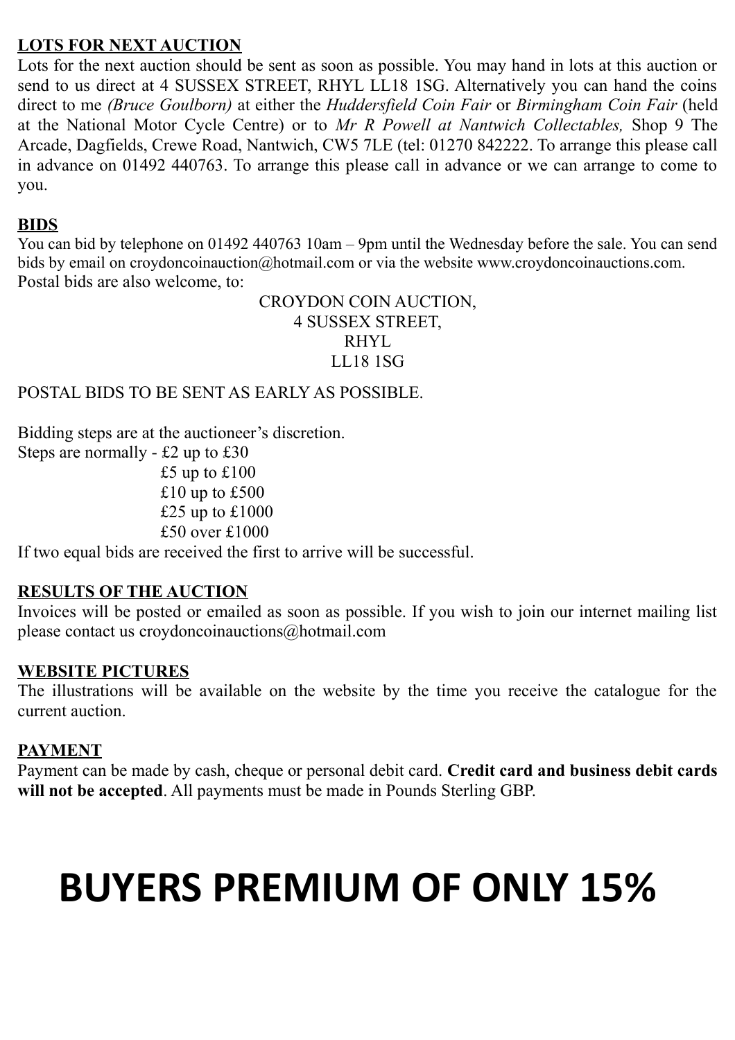**LOTS FOR NEXT AUCTION**

Lots for the next auction should be sent as soon as possible. You may hand in lots at this auction or send to us direct at 4 SUSSEX STREET, RHYL LL18 1SG. Alternatively you can hand the coins direct to me *(Bruce Goulborn)* at either the *Huddersfield Coin Fair* or *Birmingham Coin Fair* (held at the National Motor Cycle Centre) or to *Mr R Powell at Nantwich Collectables,* Shop 9 The Arcade, Dagfields, Crewe Road, Nantwich, CW5 7LE (tel: 01270 842222. To arrange this please call in advance on 01492 440763. To arrange this please call in advance or we can arrange to come to you.

**BIDS**

You can bid by telephone on 01492 440763 10am – 9pm until the Wednesday before the sale. You can send bids by email on croydoncoinauction@hotmail.com or via the website www.croydoncoinauctions.com. Postal bids are also welcome, to:

CROYDON COIN AUCTION,
4 SUSSEX STREET,
RHYL
LL18 1SG

POSTAL BIDS TO BE SENT AS EARLY AS POSSIBLE.

Bidding steps are at the auctioneer's discretion.

Steps are normally - £2 up to £30
£5 up to £100
£10 up to £500
£25 up to £1000
£50 over £1000

If two equal bids are received the first to arrive will be successful.

**RESULTS OF THE AUCTION**

Invoices will be posted or emailed as soon as possible. If you wish to join our internet mailing list please contact us croydoncoinauctions@hotmail.com

**WEBSITE PICTURES**

The illustrations will be available on the website by the time you receive the catalogue for the current auction.

**PAYMENT**

Payment can be made by cash, cheque or personal debit card. **Credit card and business debit cards will not be accepted**. All payments must be made in Pounds Sterling GBP.

# BUYERS PREMIUM OF ONLY 15%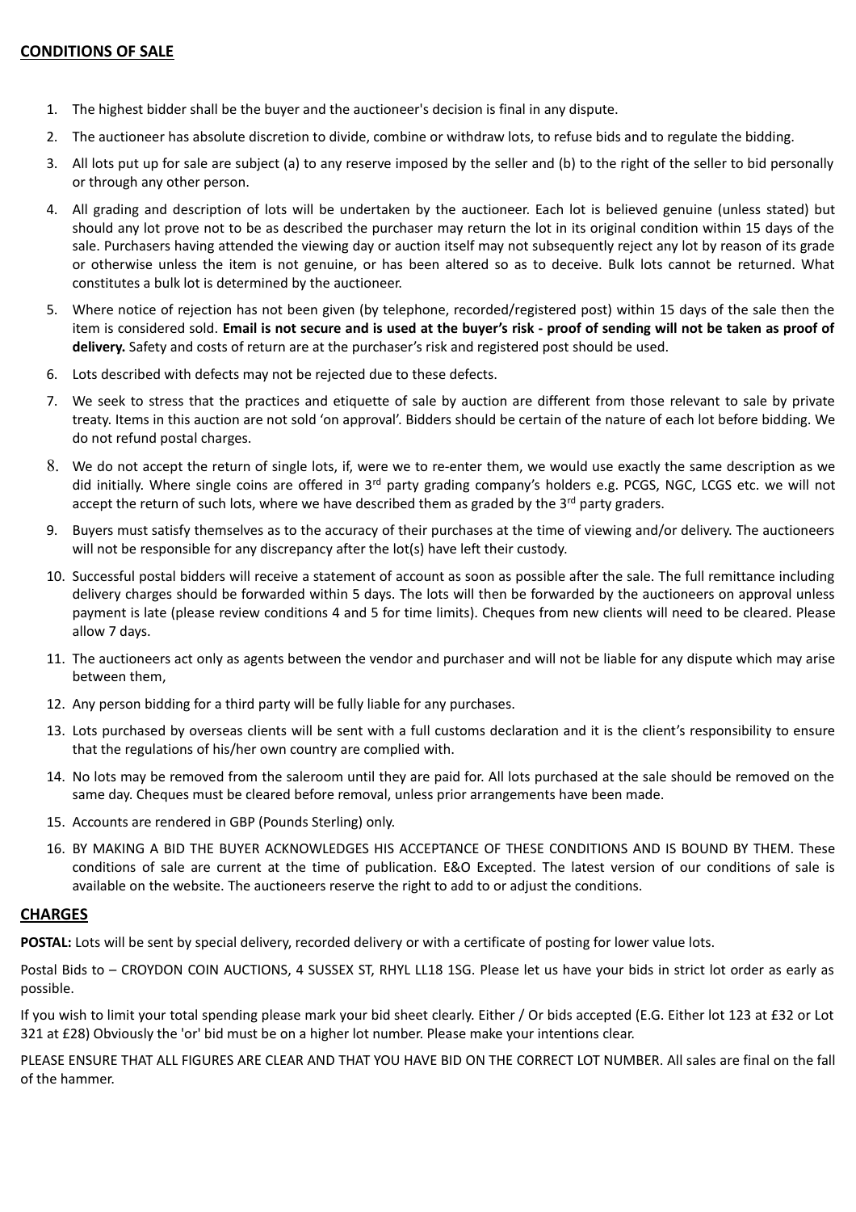## **CONDITIONS OF SALE**

1. The highest bidder shall be the buyer and the auctioneer's decision is final in any dispute.
2. The auctioneer has absolute discretion to divide, combine or withdraw lots, to refuse bids and to regulate the bidding.
3. All lots put up for sale are subject (a) to any reserve imposed by the seller and (b) to the right of the seller to bid personally or through any other person.
4. All grading and description of lots will be undertaken by the auctioneer. Each lot is believed genuine (unless stated) but should any lot prove not to be as described the purchaser may return the lot in its original condition within 15 days of the sale. Purchasers having attended the viewing day or auction itself may not subsequently reject any lot by reason of its grade or otherwise unless the item is not genuine, or has been altered so as to deceive. Bulk lots cannot be returned. What constitutes a bulk lot is determined by the auctioneer.
5. Where notice of rejection has not been given (by telephone, recorded/registered post) within 15 days of the sale then the item is considered sold. **Email is not secure and is used at the buyer's risk - proof of sending will not be taken as proof of delivery.** Safety and costs of return are at the purchaser's risk and registered post should be used.
6. Lots described with defects may not be rejected due to these defects.
7. We seek to stress that the practices and etiquette of sale by auction are different from those relevant to sale by private treaty. Items in this auction are not sold 'on approval'. Bidders should be certain of the nature of each lot before bidding. We do not refund postal charges.
8. We do not accept the return of single lots, if, were we to re-enter them, we would use exactly the same description as we did initially. Where single coins are offered in 3rd party grading company's holders e.g. PCGS, NGC, LCGS etc. we will not accept the return of such lots, where we have described them as graded by the 3rd party graders.
9. Buyers must satisfy themselves as to the accuracy of their purchases at the time of viewing and/or delivery. The auctioneers will not be responsible for any discrepancy after the lot(s) have left their custody.
10. Successful postal bidders will receive a statement of account as soon as possible after the sale. The full remittance including delivery charges should be forwarded within 5 days. The lots will then be forwarded by the auctioneers on approval unless payment is late (please review conditions 4 and 5 for time limits). Cheques from new clients will need to be cleared. Please allow 7 days.
11. The auctioneers act only as agents between the vendor and purchaser and will not be liable for any dispute which may arise between them,
12. Any person bidding for a third party will be fully liable for any purchases.
13. Lots purchased by overseas clients will be sent with a full customs declaration and it is the client's responsibility to ensure that the regulations of his/her own country are complied with.
14. No lots may be removed from the saleroom until they are paid for. All lots purchased at the sale should be removed on the same day. Cheques must be cleared before removal, unless prior arrangements have been made.
15. Accounts are rendered in GBP (Pounds Sterling) only.
16. BY MAKING A BID THE BUYER ACKNOWLEDGES HIS ACCEPTANCE OF THESE CONDITIONS AND IS BOUND BY THEM. These conditions of sale are current at the time of publication. E&O Excepted. The latest version of our conditions of sale is available on the website. The auctioneers reserve the right to add to or adjust the conditions.

## **CHARGES**

**POSTAL:** Lots will be sent by special delivery, recorded delivery or with a certificate of posting for lower value lots.

Postal Bids to – CROYDON COIN AUCTIONS, 4 SUSSEX ST, RHYL LL18 1SG. Please let us have your bids in strict lot order as early as possible.

If you wish to limit your total spending please mark your bid sheet clearly. Either / Or bids accepted (E.G. Either lot 123 at £32 or Lot 321 at £28) Obviously the 'or' bid must be on a higher lot number. Please make your intentions clear.

PLEASE ENSURE THAT ALL FIGURES ARE CLEAR AND THAT YOU HAVE BID ON THE CORRECT LOT NUMBER. All sales are final on the fall of the hammer.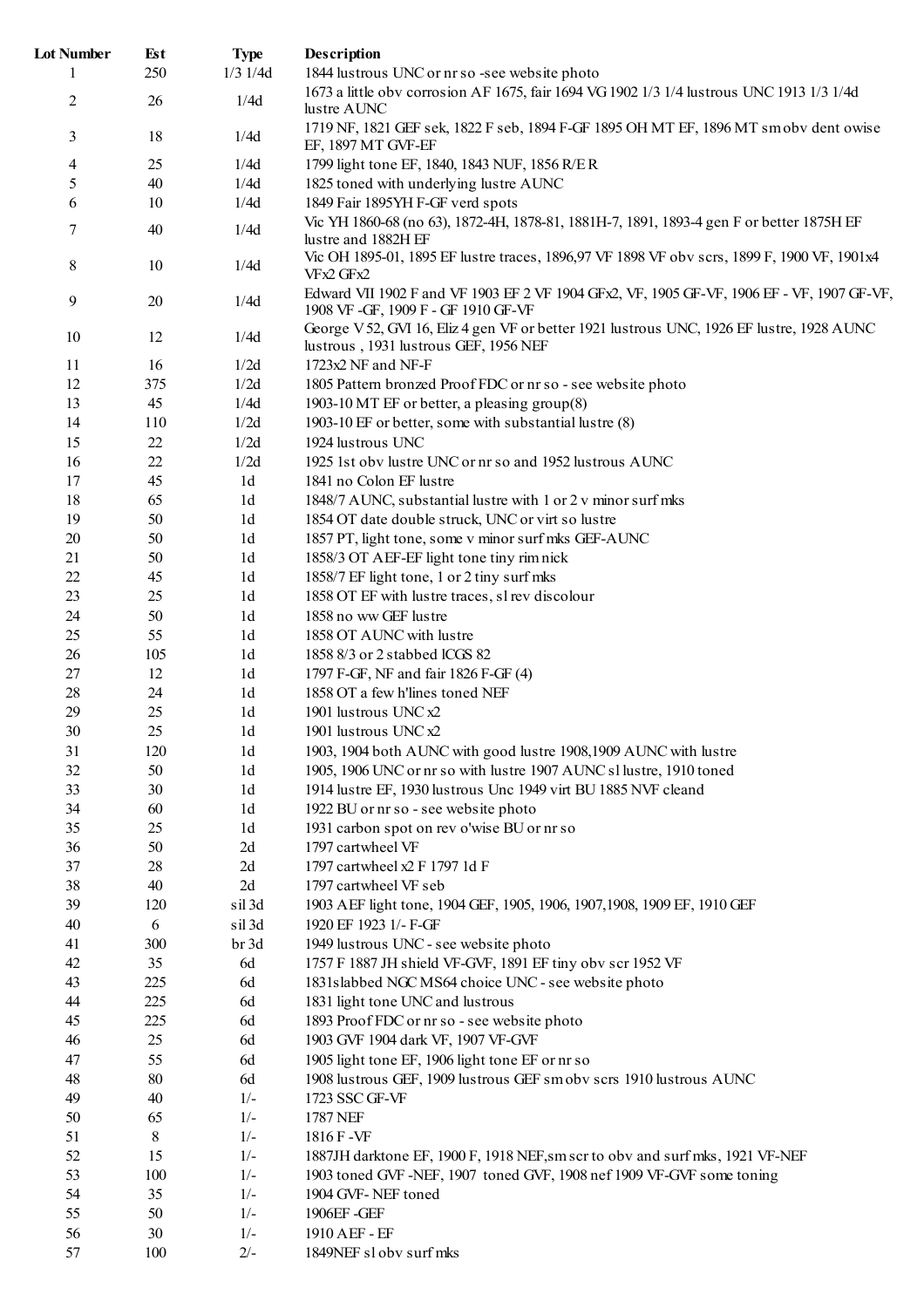| Lot Number | Est | Type | Description |
|---|---|---|---|
| 1 | 250 | 1/3 1/4d | 1844 lustrous UNC or nr so -see website photo |
| 2 | 26 | 1/4d | 1673 a little obv corrosion AF 1675, fair 1694 VG 1902 1/3 1/4 lustrous UNC 1913 1/3 1/4d lustre AUNC |
| 3 | 18 | 1/4d | 1719 NF, 1821 GEF sek, 1822 F seb, 1894 F-GF 1895 OH MT EF, 1896 MT sm obv dent owise EF, 1897 MT GVF-EF |
| 4 | 25 | 1/4d | 1799 light tone EF, 1840, 1843 NUF, 1856 R/E R |
| 5 | 40 | 1/4d | 1825 toned with underlying lustre AUNC |
| 6 | 10 | 1/4d | 1849 Fair 1895YH F-GF verd spots |
| 7 | 40 | 1/4d | Vic YH 1860-68 (no 63), 1872-4H, 1878-81, 1881H-7, 1891, 1893-4 gen F or better 1875H EF lustre and 1882H EF |
| 8 | 10 | 1/4d | Vic OH 1895-01, 1895 EF lustre traces, 1896,97 VF 1898 VF obv scrs, 1899 F, 1900 VF, 1901x4 VFx2 GFx2 |
| 9 | 20 | 1/4d | Edward VII 1902 F and VF 1903 EF 2 VF 1904 GFx2, VF, 1905 GF-VF, 1906 EF - VF, 1907 GF-VF, 1908 VF -GF, 1909 F - GF 1910 GF-VF |
| 10 | 12 | 1/4d | George V 52, GVI 16, Eliz 4 gen VF or better 1921 lustrous UNC, 1926 EF lustre, 1928 AUNC lustrous , 1931 lustrous GEF, 1956 NEF |
| 11 | 16 | 1/2d | 1723x2 NF and NF-F |
| 12 | 375 | 1/2d | 1805 Pattern bronzed Proof FDC or nr so - see website photo |
| 13 | 45 | 1/4d | 1903-10 MT EF or better, a pleasing group(8) |
| 14 | 110 | 1/2d | 1903-10 EF or better, some with substantial lustre (8) |
| 15 | 22 | 1/2d | 1924 lustrous UNC |
| 16 | 22 | 1/2d | 1925 1st obv lustre UNC or nr so and 1952 lustrous AUNC |
| 17 | 45 | 1d | 1841 no Colon EF lustre |
| 18 | 65 | 1d | 1848/7 AUNC, substantial lustre with 1 or 2 v minor surf mks |
| 19 | 50 | 1d | 1854 OT date double struck, UNC or virt so lustre |
| 20 | 50 | 1d | 1857 PT, light tone, some v minor surf mks GEF-AUNC |
| 21 | 50 | 1d | 1858/3 OT AEF-EF light tone tiny rim nick |
| 22 | 45 | 1d | 1858/7 EF light tone, 1 or 2 tiny surf mks |
| 23 | 25 | 1d | 1858 OT EF with lustre traces, sl rev discolour |
| 24 | 50 | 1d | 1858 no ww GEF lustre |
| 25 | 55 | 1d | 1858 OT AUNC with lustre |
| 26 | 105 | 1d | 1858 8/3 or 2 stabbed lCGS 82 |
| 27 | 12 | 1d | 1797 F-GF, NF and fair 1826 F-GF (4) |
| 28 | 24 | 1d | 1858 OT a few h'lines toned NEF |
| 29 | 25 | 1d | 1901 lustrous UNC x2 |
| 30 | 25 | 1d | 1901 lustrous UNC x2 |
| 31 | 120 | 1d | 1903, 1904 both AUNC with good lustre 1908,1909 AUNC with lustre |
| 32 | 50 | 1d | 1905, 1906 UNC or nr so with lustre 1907 AUNC sl lustre, 1910 toned |
| 33 | 30 | 1d | 1914 lustre EF, 1930 lustrous Unc 1949 virt BU 1885 NVF cleand |
| 34 | 60 | 1d | 1922 BU or nr so - see website photo |
| 35 | 25 | 1d | 1931 carbon spot on rev o'wise BU or nr so |
| 36 | 50 | 2d | 1797 cartwheel VF |
| 37 | 28 | 2d | 1797 cartwheel x2 F 1797 1d F |
| 38 | 40 | 2d | 1797 cartwheel VF seb |
| 39 | 120 | sil 3d | 1903 AEF light tone, 1904 GEF, 1905, 1906, 1907,1908, 1909 EF, 1910 GEF |
| 40 | 6 | sil 3d | 1920 EF 1923 1/- F-GF |
| 41 | 300 | br 3d | 1949 lustrous UNC - see website photo |
| 42 | 35 | 6d | 1757 F 1887 JH shield VF-GVF, 1891 EF tiny obv scr 1952 VF |
| 43 | 225 | 6d | 1831slabbed NGC MS64 choice UNC - see website photo |
| 44 | 225 | 6d | 1831 light tone UNC and lustrous |
| 45 | 225 | 6d | 1893 Proof FDC or nr so - see website photo |
| 46 | 25 | 6d | 1903 GVF 1904 dark VF, 1907 VF-GVF |
| 47 | 55 | 6d | 1905 light tone EF, 1906 light tone EF or nr so |
| 48 | 80 | 6d | 1908 lustrous GEF, 1909 lustrous GEF sm obv scrs 1910 lustrous AUNC |
| 49 | 40 | 1/- | 1723 SSC GF-VF |
| 50 | 65 | 1/- | 1787 NEF |
| 51 | 8 | 1/- | 1816 F -VF |
| 52 | 15 | 1/- | 1887JH darktone EF, 1900 F, 1918 NEF,sm scr to obv and surf mks, 1921 VF-NEF |
| 53 | 100 | 1/- | 1903 toned GVF -NEF, 1907 toned GVF, 1908 nef 1909 VF-GVF some toning |
| 54 | 35 | 1/- | 1904 GVF- NEF toned |
| 55 | 50 | 1/- | 1906EF -GEF |
| 56 | 30 | 1/- | 1910 AEF - EF |
| 57 | 100 | 2/- | 1849NEF sl obv surf mks |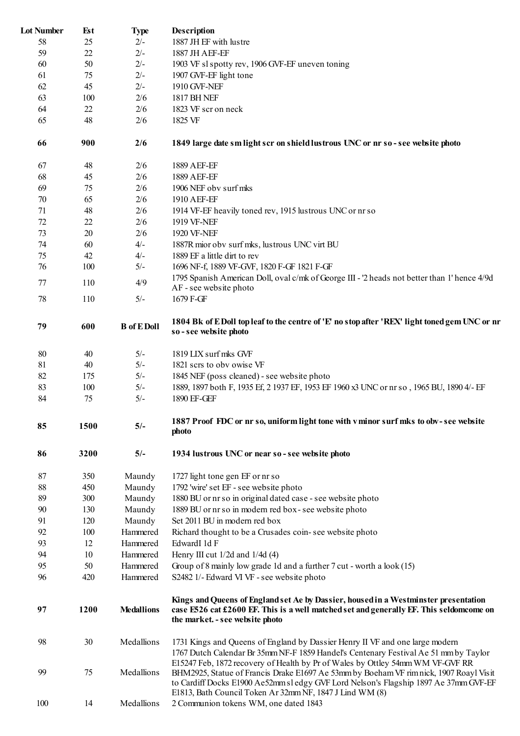| Lot Number | Est | Type | Description |
|---|---|---|---|
| 58 | 25 | 2/- | 1887 JH EF with lustre |
| 59 | 22 | 2/- | 1887 JH AEF-EF |
| 60 | 50 | 2/- | 1903 VF sl spotty rev, 1906 GVF-EF uneven toning |
| 61 | 75 | 2/- | 1907 GVF-EF light tone |
| 62 | 45 | 2/- | 1910 GVF-NEF |
| 63 | 100 | 2/6 | 1817 BH NEF |
| 64 | 22 | 2/6 | 1823 VF scr on neck |
| 65 | 48 | 2/6 | 1825 VF |
| **66** | **900** | **2/6** | **1849 large date sm light scr on shield lustrous UNC or nr so - see website photo** |
| 67 | 48 | 2/6 | 1889 AEF-EF |
| 68 | 45 | 2/6 | 1889 AEF-EF |
| 69 | 75 | 2/6 | 1906 NEF obv surf mks |
| 70 | 65 | 2/6 | 1910 AEF-EF |
| 71 | 48 | 2/6 | 1914 VF-EF heavily toned rev, 1915 lustrous UNC or nr so |
| 72 | 22 | 2/6 | 1919 VF-NEF |
| 73 | 20 | 2/6 | 1920 VF-NEF |
| 74 | 60 | 4/- | 1887R mior obv surf mks, lustrous UNC virt BU |
| 75 | 42 | 4/- | 1889 EF a little dirt to rev |
| 76 | 100 | 5/- | 1696 NF-f, 1889 VF-GVF, 1820 F-GF 1821 F-GF |
| 77 | 110 | 4/9 | 1795 Spanish American Doll, oval c/mk of George III - '2 heads not better than 1' hence 4/9d AF - see website photo |
| 78 | 110 | 5/- | 1679 F-GF |
| **79** | **600** | **B of E Doll** | **1804 Bk of E Doll top leaf to the centre of 'E' no stop after 'REX' light toned gem UNC or nr so - see website photo** |
| 80 | 40 | 5/- | 1819 LIX surf mks GVF |
| 81 | 40 | 5/- | 1821 scrs to obv owise VF |
| 82 | 175 | 5/- | 1845 NEF (poss cleaned) - see website photo |
| 83 | 100 | 5/- | 1889, 1897 both F, 1935 Ef, 2 1937 EF, 1953 EF 1960 x3 UNC or nr so , 1965 BU, 1890 4/- EF |
| 84 | 75 | 5/- | 1890 EF-GEF |
| **85** | **1500** | **5/-** | **1887 Proof FDC or nr so, uniform light tone with v minor surf mks to obv - see website photo** |
| **86** | **3200** | **5/-** | **1934 lustrous UNC or near so - see website photo** |
| 87 | 350 | Maundy | 1727 light tone gen EF or nr so |
| 88 | 450 | Maundy | 1792 'wire' set EF - see website photo |
| 89 | 300 | Maundy | 1880 BU or nr so in original dated case - see website photo |
| 90 | 130 | Maundy | 1889 BU or nr so in modern red box - see website photo |
| 91 | 120 | Maundy | Set 2011 BU in modern red box |
| 92 | 100 | Hammered | Richard thought to be a Crusades coin- see website photo |
| 93 | 12 | Hammered | EdwardI 1d F |
| 94 | 10 | Hammered | Henry III cut 1/2d and 1/4d (4) |
| 95 | 50 | Hammered | Group of 8 mainly low grade 1d and a further 7 cut - worth a look (15) |
| 96 | 420 | Hammered | S2482 1/- Edward VI VF - see website photo |
| **97** | **1200** | **Medallions** | **Kings and Queens of England set Ae by Dassier, housed in a Westminster presentation case E526 cat £2600 EF. This is a well matched set and generally EF. This seldomcome on the market. - see website photo** |
| 98 | 30 | Medallions | 1731 Kings and Queens of England by Dassier Henry II VF and one large modern |
| 99 | 75 | Medallions | 1767 Dutch Calendar Br 35mm NF-F 1859 Handel's Centenary Festival Ae 51 mm by Taylor E15247 Feb, 1872 recovery of Health by Pr of Wales by Ottley 54mm WM VF-GVF RR BHM2925, Statue of Francis Drake E1697 Ae 53mm by Boeham VF rim nick, 1907 Roayl Visit to Cardiff Docks E1900 Ae52mm sl edgy GVF Lord Nelson's Flagship 1897 Ae 37mm GVF-EF E1813, Bath Council Token Ar 32mm NF, 1847 J Lind WM (8) |
| 100 | 14 | Medallions | 2 Communion tokens WM, one dated 1843 |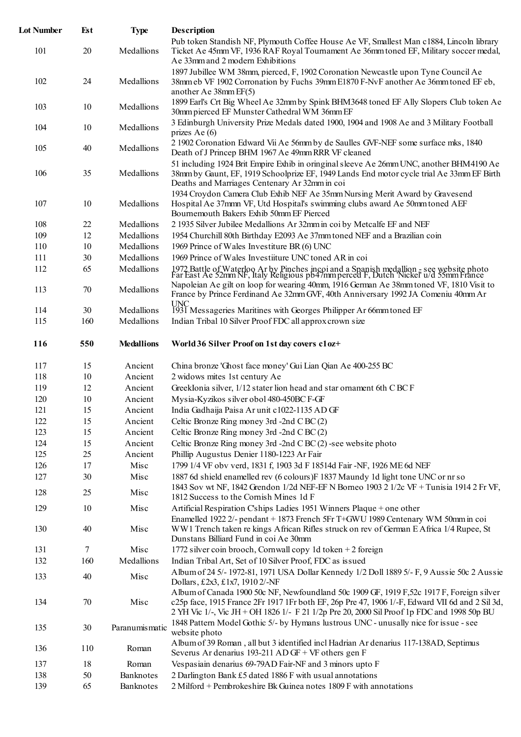| Lot Number | Est | Type | Description |
|---|---|---|---|
| 101 | 20 | Medallions | Pub token Standish NF, Plymouth Coffee House Ae VF, Smallest Man c1884, Lincoln library Ticket Ae 45mm VF, 1936 RAF Royal Tournament Ae 36mm toned EF, Military soccer medal, Ae 33mm and 2 modern Exhibitions |
| 102 | 24 | Medallions | 1897 Jubillee WM 38mm, pierced, F, 1902 Coronation Newcastle upon Tyne Council Ae 38mm eb VF 1902 Corronation by Fuchs 39mm E1870 F-NvF another Ae 36mm toned EF eb, another Ae 38mm EF(5) |
| 103 | 10 | Medallions | 1899 Earl's Crt Big Wheel Ae 32mm by Spink BHM3648 toned EF Ally Slopers Club token Ae 30mm pierced EF Munster Cathedral WM 36mm EF |
| 104 | 10 | Medallions | 3 Edinburgh University Prize Medals dated 1900, 1904 and 1908 Ae and 3 Military Football prizes Ae (6) |
| 105 | 40 | Medallions | 2 1902 Coronation Edward Vii Ae 56mm by de Saulles GVF-NEF some surface mks, 1840 Death of J Princep BHM 1967 Ae 49mm RRR VF cleaned |
| 106 | 35 | Medallions | 51 including 1924 Brit Empire Exhib in oringinal sleeve Ae 26mm UNC, another BHM4190 Ae 38mm by Gaunt, EF, 1919 Schoolprize EF, 1949 Lands End motor cycle trial Ae 33mm EF Birth Deaths and Marriages Centenary Ar 32mm in coi |
| 107 | 10 | Medallions | 1934 Croydon Camera Club Exhib NEF Ae 35mm Nursing Merit Award by Gravesend Hospital Ae 37mmn VF, Utd Hospital's swimming clubs award Ae 50mm toned AEF Bournemouth Bakers Exhib 50mm EF Pierced |
| 108 | 22 | Medallions | 2 1935 Silver Jubilee Medallions Ar 32mm in coi by Metcalfe EF and NEF |
| 109 | 12 | Medallions | 1954 Churchill 80th Birthday E2093 Ae 37mm toned NEF and a Brazilian coin |
| 110 | 10 | Medallions | 1969 Prince of Wales Investiture BR (6) UNC |
| 111 | 30 | Medallions | 1969 Prince of Wales Investiiture UNC toned AR in coi |
| 112 | 65 | Medallions | 1972 Battle of Waterloo Ar by Pinches incoi and a Spanish medallion - see website photo |
| 113 | 70 | Medallions | Far East Ae 52mm NF, Italy Religious pb47mm perced F, Dutch 'Nickel' u/d 55mm France Napoleian Ae gilt on loop for wearing 40mm, 1916 German Ae 38mm toned VF, 1810 Visit to France by Prince Ferdinand Ae 32mm GVF, 40th Anniversary 1992 JA Comeniu 40mm Ar UNC |
| 114 | 30 | Medallions | 1931 Messageries Maritines with Georges Philipper Ar 66mm toned EF |
| 115 | 160 | Medallions | Indian Tribal 10 Silver Proof FDC all approx crown size |
| **116** | **550** | **Medallions** | **World 36 Silver Proof on 1st day covers c1oz+** |
| 117 | 15 | Ancient | China bronze 'Ghost face money' Gui Lian Qian Ae 400-255 BC |
| 118 | 10 | Ancient | 2 widows mites 1st century Ae |
| 119 | 12 | Ancient | GreekIonia silver, 1/12 stater lion head and star ornament 6th C BC F |
| 120 | 10 | Ancient | Mysia-Kyzikos silver obol 480-450BC F-GF |
| 121 | 15 | Ancient | India Gadhaija Paisa Ar unit c1022-1135 AD GF |
| 122 | 15 | Ancient | Celtic Bronze Ring money 3rd -2nd C BC (2) |
| 123 | 15 | Ancient | Celtic Bronze Ring money 3rd -2nd C BC (2) |
| 124 | 15 | Ancient | Celtic Bronze Ring money 3rd -2nd C BC (2) -see website photo |
| 125 | 25 | Ancient | Phillip Augustus Denier 1180-1223 Ar Fair |
| 126 | 17 | Misc | 1799 1/4 VF obv verd, 1831 f, 1903 3d F 18514d Fair -NF, 1926 ME 6d NEF |
| 127 | 30 | Misc | 1887 6d shield enamelled rev (6 colours)F 1837 Maundy 1d light tone UNC or nr so |
| 128 | 25 | Misc | 1843 Sov wt NF, 1842 Grendon 1/2d NEF-EF N Borneo 1903 2 1/2c VF + Tunisia 1914 2 Fr VF, 1812 Success to the Cornish Mines 1d F |
| 129 | 10 | Misc | Artificial Respiration C'ships Ladies 1951 Winners Plaque + one other |
| 130 | 40 | Misc | Enamelled 1922 2/- pendant + 1873 French 5Fr T+GWU 1989 Centenary WM 50mm in coi WW1 Trench taken re kings African Rifles struck on rev of German E Africa 1/4 Rupee, St Dunstans Billiard Fund in coi Ae 30mm |
| 131 | 7 | Misc | 1772 silver coin brooch, Cornwall copy 1d token + 2 foreign |
| 132 | 160 | Medallions | Indian Tribal Art, Set of 10 Silver Proof, FDC as issued |
| 133 | 40 | Misc | Album of 24 5/- 1972-81, 1971 USA Dollar Kennedy 1/2 Doll 1889 5/- F, 9 Aussie 50c 2 Aussie Dollars, £2x3, £1x7, 1910 2/-NF |
| 134 | 70 | Misc | Album of Canada 1900 50c NF, Newfoundland 50c 1909 GF, 1919 F,52c 1917 F, Foreign silver c25p face, 1915 France 2Fr 1917 1Fr both EF, 26p Pre 47, 1906 1/-F, Edward VII 6d and 2 Sil 3d, 2 YH Vic 1/-, Vic JH + OH 1826 1/- F 21 1/2p Pre 20, 2000 Sil Proof 1p FDC and 1998 50p BU |
| 135 | 30 | Paranumismatic | 1848 Pattern Model Gothic 5/- by Hymans lustrous UNC - unusally nice for issue - see website photo |
| 136 | 110 | Roman | Album of 39 Roman , all but 3 identified incl Hadrian Ar denarius 117-138AD, Septimus Severus Ar denarius 193-211 AD GF + VF others gen F |
| 137 | 18 | Roman | Vespasiain denarius 69-79AD Fair-NF and 3 minors upto F |
| 138 | 50 | Banknotes | 2 Darlington Bank £5 dated 1886 F with usual annotations |
| 139 | 65 | Banknotes | 2 Milford + Pembrokeshire Bk Guinea notes 1809 F with annotations |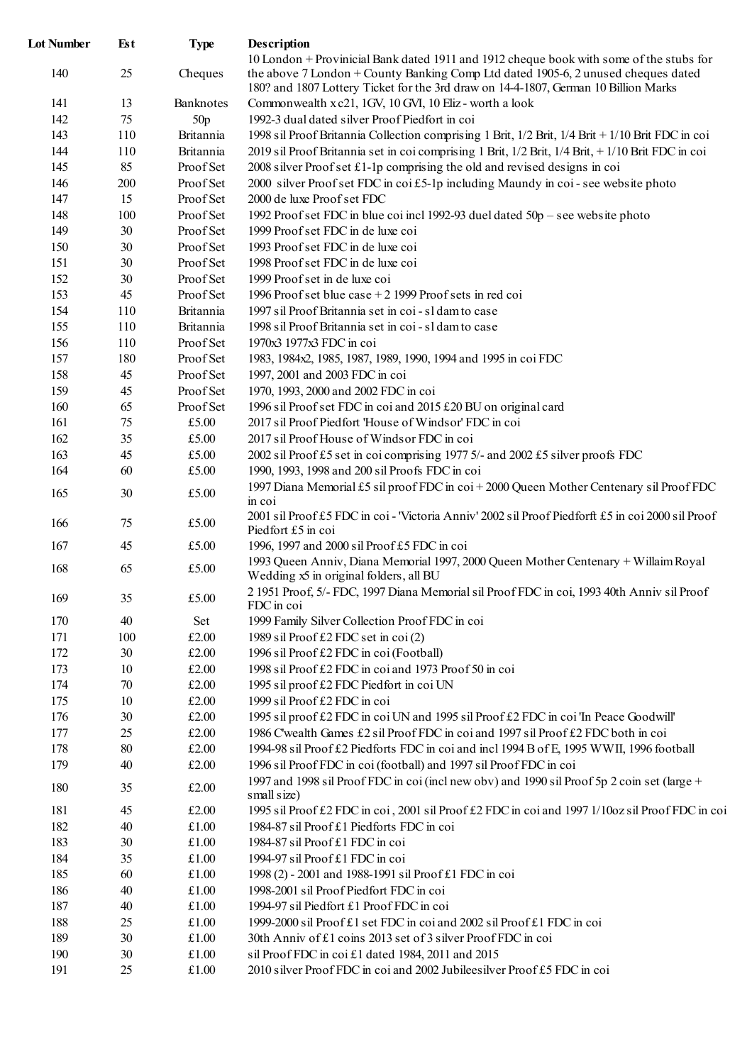| Lot Number | Est | Type | Description |
|---|---|---|---|
| 140 | 25 | Cheques | 10 London + Provinicial Bank dated 1911 and 1912 cheque book with some of the stubs for the above 7 London + County Banking Comp Ltd dated 1905-6, 2 unused cheques dated 180? and 1807 Lottery Ticket for the 3rd draw on 14-4-1807, German 10 Billion Marks |
| 141 | 13 | Banknotes | Commonwealth x c21, 1GV, 10 GVI, 10 Eliz - worth a look |
| 142 | 75 | 50p | 1992-3 dual dated silver Proof Piedfort in coi |
| 143 | 110 | Britannia | 1998 sil Proof Britannia Collection comprising 1 Brit, 1/2 Brit, 1/4 Brit + 1/10 Brit FDC in coi |
| 144 | 110 | Britannia | 2019 sil Proof Britannia set in coi comprising 1 Brit, 1/2 Brit, 1/4 Brit, + 1/10 Brit FDC in coi |
| 145 | 85 | Proof Set | 2008 silver Proof set £1-1p comprising the old and revised designs in coi |
| 146 | 200 | Proof Set | 2000 silver Proof set FDC in coi £5-1p including Maundy in coi - see website photo |
| 147 | 15 | Proof Set | 2000 de luxe Proof set FDC |
| 148 | 100 | Proof Set | 1992 Proof set FDC in blue coi incl 1992-93 duel dated 50p – see website photo |
| 149 | 30 | Proof Set | 1999 Proof set FDC in de luxe coi |
| 150 | 30 | Proof Set | 1993 Proof set FDC in de luxe coi |
| 151 | 30 | Proof Set | 1998 Proof set FDC in de luxe coi |
| 152 | 30 | Proof Set | 1999 Proof set in de luxe coi |
| 153 | 45 | Proof Set | 1996 Proof set blue case + 2 1999 Proof sets in red coi |
| 154 | 110 | Britannia | 1997 sil Proof Britannia set in coi - sl dam to case |
| 155 | 110 | Britannia | 1998 sil Proof Britannia set in coi - sl dam to case |
| 156 | 110 | Proof Set | 1970x3 1977x3 FDC in coi |
| 157 | 180 | Proof Set | 1983, 1984x2, 1985, 1987, 1989, 1990, 1994 and 1995 in coi FDC |
| 158 | 45 | Proof Set | 1997, 2001 and 2003 FDC in coi |
| 159 | 45 | Proof Set | 1970, 1993, 2000 and 2002 FDC in coi |
| 160 | 65 | Proof Set | 1996 sil Proof set FDC in coi and 2015 £20 BU on original card |
| 161 | 75 | £5.00 | 2017 sil Proof Piedfort 'House of Windsor' FDC in coi |
| 162 | 35 | £5.00 | 2017 sil Proof House of Windsor FDC in coi |
| 163 | 45 | £5.00 | 2002 sil Proof £5 set in coi comprising 1977 5/- and 2002 £5 silver proofs FDC |
| 164 | 60 | £5.00 | 1990, 1993, 1998 and 200 sil Proofs FDC in coi |
| 165 | 30 | £5.00 | 1997 Diana Memorial £5 sil proof FDC in coi + 2000 Queen Mother Centenary sil Proof FDC in coi |
| 166 | 75 | £5.00 | 2001 sil Proof £5 FDC in coi - 'Victoria Anniv' 2002 sil Proof Piedforft £5 in coi 2000 sil Proof Piedfort £5 in coi |
| 167 | 45 | £5.00 | 1996, 1997 and 2000 sil Proof £5 FDC in coi |
| 168 | 65 | £5.00 | 1993 Queen Anniv, Diana Memorial 1997, 2000 Queen Mother Centenary + Willaim Royal Wedding x5 in original folders, all BU |
| 169 | 35 | £5.00 | 2 1951 Proof, 5/- FDC, 1997 Diana Memorial sil Proof FDC in coi, 1993 40th Anniv sil Proof FDC in coi |
| 170 | 40 | Set | 1999 Family Silver Collection Proof FDC in coi |
| 171 | 100 | £2.00 | 1989 sil Proof £2 FDC set in coi (2) |
| 172 | 30 | £2.00 | 1996 sil Proof £2 FDC in coi (Football) |
| 173 | 10 | £2.00 | 1998 sil Proof £2 FDC in coi and 1973 Proof 50 in coi |
| 174 | 70 | £2.00 | 1995 sil proof £2 FDC Piedfort in coi UN |
| 175 | 10 | £2.00 | 1999 sil Proof £2 FDC in coi |
| 176 | 30 | £2.00 | 1995 sil proof £2 FDC in coi UN and 1995 sil Proof £2 FDC in coi 'In Peace Goodwill' |
| 177 | 25 | £2.00 | 1986 C'wealth Games £2 sil Proof FDC in coi and 1997 sil Proof £2 FDC both in coi |
| 178 | 80 | £2.00 | 1994-98 sil Proof £2 Piedforts FDC in coi and incl 1994 B of E, 1995 WWII, 1996 football |
| 179 | 40 | £2.00 | 1996 sil Proof FDC in coi (football) and 1997 sil Proof FDC in coi |
| 180 | 35 | £2.00 | 1997 and 1998 sil Proof FDC in coi (incl new obv) and 1990 sil Proof 5p 2 coin set (large + small size) |
| 181 | 45 | £2.00 | 1995 sil Proof £2 FDC in coi , 2001 sil Proof £2 FDC in coi and 1997 1/10oz sil Proof FDC in coi |
| 182 | 40 | £1.00 | 1984-87 sil Proof £1 Piedforts FDC in coi |
| 183 | 30 | £1.00 | 1984-87 sil Proof £1 FDC in coi |
| 184 | 35 | £1.00 | 1994-97 sil Proof £1 FDC in coi |
| 185 | 60 | £1.00 | 1998 (2) - 2001 and 1988-1991 sil Proof £1 FDC in coi |
| 186 | 40 | £1.00 | 1998-2001 sil Proof Piedfort FDC in coi |
| 187 | 40 | £1.00 | 1994-97 sil Piedfort £1 Proof FDC in coi |
| 188 | 25 | £1.00 | 1999-2000 sil Proof £1 set FDC in coi and 2002 sil Proof £1 FDC in coi |
| 189 | 30 | £1.00 | 30th Anniv of £1 coins 2013 set of 3 silver Proof FDC in coi |
| 190 | 30 | £1.00 | sil Proof FDC in coi £1 dated 1984, 2011 and 2015 |
| 191 | 25 | £1.00 | 2010 silver Proof FDC in coi and 2002 Jubileesilver Proof £5 FDC in coi |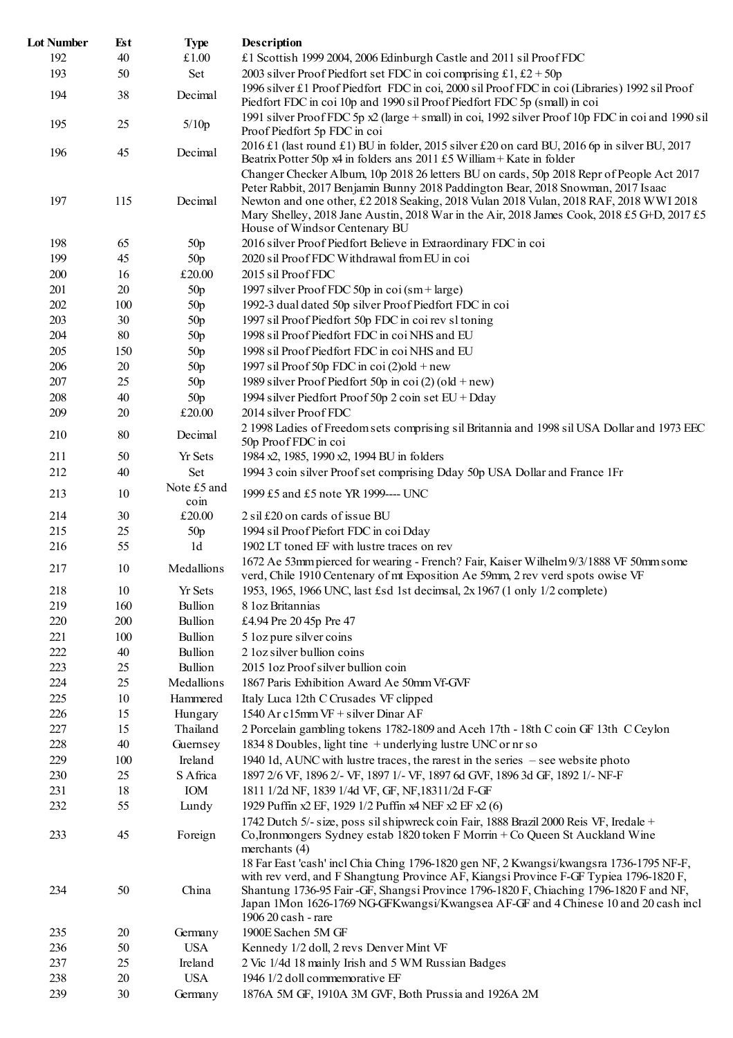| Lot Number | Est | Type | Description |
|---|---|---|---|
| 192 | 40 | £1.00 | £1 Scottish 1999 2004, 2006 Edinburgh Castle and 2011 sil Proof FDC |
| 193 | 50 | Set | 2003 silver Proof Piedfort set FDC in coi comprising £1, £2 + 50p |
| 194 | 38 | Decimal | 1996 silver £1 Proof Piedfort FDC in coi, 2000 sil Proof FDC in coi (Libraries) 1992 sil Proof Piedfort FDC in coi 10p and 1990 sil Proof Piedfort FDC 5p (small) in coi |
| 195 | 25 | 5/10p | 1991 silver Proof FDC 5p x2 (large + small) in coi, 1992 silver Proof 10p FDC in coi and 1990 sil Proof Piedfort 5p FDC in coi |
| 196 | 45 | Decimal | 2016 £1 (last round £1) BU in folder, 2015 silver £20 on card BU, 2016 6p in silver BU, 2017 Beatrix Potter 50p x4 in folders ans 2011 £5 William + Kate in folder |
| 197 | 115 | Decimal | Changer Checker Album, 10p 2018 26 letters BU on cards, 50p 2018 Repr of People Act 2017 Peter Rabbit, 2017 Benjamin Bunny 2018 Paddington Bear, 2018 Snowman, 2017 Isaac Newton and one other, £2 2018 Seaking, 2018 Vulan 2018 Vulan, 2018 RAF, 2018 WWI 2018 Mary Shelley, 2018 Jane Austin, 2018 War in the Air, 2018 James Cook, 2018 £5 G+D, 2017 £5 House of Windsor Centenary BU |
| 198 | 65 | 50p | 2016 silver Proof Piedfort Believe in Extraordinary FDC in coi |
| 199 | 45 | 50p | 2020 sil Proof FDC Withdrawal from EU in coi |
| 200 | 16 | £20.00 | 2015 sil Proof FDC |
| 201 | 20 | 50p | 1997 silver Proof FDC 50p in coi (sm + large) |
| 202 | 100 | 50p | 1992-3 dual dated 50p silver Proof Piedfort FDC in coi |
| 203 | 30 | 50p | 1997 sil Proof Piedfort 50p FDC in coi rev sl toning |
| 204 | 80 | 50p | 1998 sil Proof Piedfort FDC in coi NHS and EU |
| 205 | 150 | 50p | 1998 sil Proof Piedfort FDC in coi NHS and EU |
| 206 | 20 | 50p | 1997 sil Proof 50p FDC in coi (2)old + new |
| 207 | 25 | 50p | 1989 silver Proof Piedfort 50p in coi (2) (old + new) |
| 208 | 40 | 50p | 1994 silver Piedfort Proof 50p 2 coin set EU + Dday |
| 209 | 20 | £20.00 | 2014 silver Proof FDC |
| 210 | 80 | Decimal | 2 1998 Ladies of Freedom sets comprising sil Britannia and 1998 sil USA Dollar and 1973 EEC 50p Proof FDC in coi |
| 211 | 50 | Yr Sets | 1984 x2, 1985, 1990 x2, 1994 BU in folders |
| 212 | 40 | Set | 1994 3 coin silver Proof set comprising Dday 50p USA Dollar and France 1Fr |
| 213 | 10 | Note £5 and coin | 1999 £5 and £5 note YR 1999---- UNC |
| 214 | 30 | £20.00 | 2 sil £20 on cards of issue BU |
| 215 | 25 | 50p | 1994 sil Proof Piefort FDC in coi Dday |
| 216 | 55 | 1d | 1902 LT toned EF with lustre traces on rev |
| 217 | 10 | Medallions | 1672 Ae 53mm pierced for wearing - French? Fair, Kaiser Wilhelm 9/3/1888 VF 50mm some verd, Chile 1910 Centenary of mt Exposition Ae 59mm, 2 rev verd spots owise VF |
| 218 | 10 | Yr Sets | 1953, 1965, 1966 UNC, last £sd 1st decimsal, 2x 1967 (1 only 1/2 complete) |
| 219 | 160 | Bullion | 8 1oz Britannias |
| 220 | 200 | Bullion | £4.94 Pre 20 45p Pre 47 |
| 221 | 100 | Bullion | 5 1oz pure silver coins |
| 222 | 40 | Bullion | 2 1oz silver bullion coins |
| 223 | 25 | Bullion | 2015 1oz Proof silver bullion coin |
| 224 | 25 | Medallions | 1867 Paris Exhibition Award Ae 50mm Vf-GVF |
| 225 | 10 | Hammered | Italy Luca 12th C Crusades VF clipped |
| 226 | 15 | Hungary | 1540 Ar c15mm VF + silver Dinar AF |
| 227 | 15 | Thailand | 2 Porcelain gambling tokens 1782-1809 and Aceh 17th - 18th C coin GF 13th C Ceylon |
| 228 | 40 | Guernsey | 1834 8 Doubles, light tine + underlying lustre UNC or nr so |
| 229 | 100 | Ireland | 1940 1d, AUNC with lustre traces, the rarest in the series – see website photo |
| 230 | 25 | S Africa | 1897 2/6 VF, 1896 2/- VF, 1897 1/- VF, 1897 6d GVF, 1896 3d GF, 1892 1/- NF-F |
| 231 | 18 | IOM | 1811 1/2d NF, 1839 1/4d VF, GF, NF,18311/2d F-GF |
| 232 | 55 | Lundy | 1929 Puffin x2 EF, 1929 1/2 Puffin x4 NEF x2 EF x2 (6) |
| 233 | 45 | Foreign | 1742 Dutch 5/- size, poss sil shipwreck coin Fair, 1888 Brazil 2000 Reis VF, Iredale + Co,Ironmongers Sydney estab 1820 token F Morrin + Co Queen St Auckland Wine merchants (4) |
| 234 | 50 | China | 18 Far East 'cash' incl Chia Ching 1796-1820 gen NF, 2 Kwangsi/kwangsra 1736-1795 NF-F, with rev verd, and F Shangtung Province AF, Kiangsi Province F-GF Typiea 1796-1820 F, Shantung 1736-95 Fair -GF, Shangsi Province 1796-1820 F, Chiaching 1796-1820 F and NF, Japan 1Mon 1626-1769 NG-GFKwangsi/Kwangsea AF-GF and 4 Chinese 10 and 20 cash incl 1906 20 cash - rare |
| 235 | 20 | Germany | 1900E Sachen 5M GF |
| 236 | 50 | USA | Kennedy 1/2 doll, 2 revs Denver Mint VF |
| 237 | 25 | Ireland | 2 Vic 1/4d 18 mainly Irish and 5 WM Russian Badges |
| 238 | 20 | USA | 1946 1/2 doll commemorative EF |
| 239 | 30 | Germany | 1876A 5M GF, 1910A 3M GVF, Both Prussia and 1926A 2M |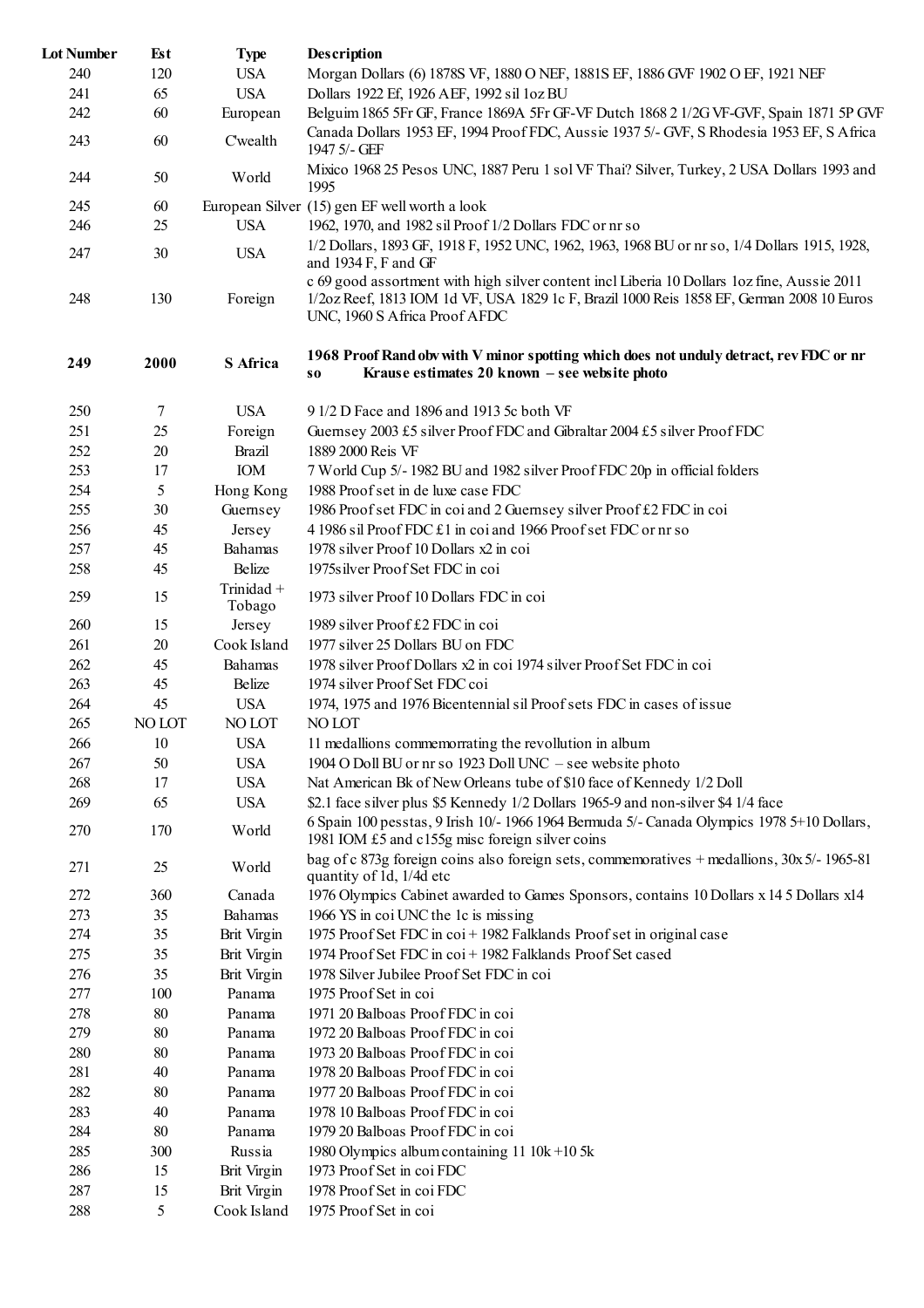| Lot Number | Est | Type | Description |
|---|---|---|---|
| 240 | 120 | USA | Morgan Dollars (6) 1878S VF, 1880 O NEF, 1881S EF, 1886 GVF 1902 O EF, 1921 NEF |
| 241 | 65 | USA | Dollars 1922 Ef, 1926 AEF, 1992 sil 1oz BU |
| 242 | 60 | European | Belguim 1865 5Fr GF, France 1869A 5Fr GF-VF Dutch 1868 2 1/2G VF-GVF, Spain 1871 5P GVF |
| 243 | 60 | C'wealth | Canada Dollars 1953 EF, 1994 Proof FDC, Aussie 1937 5/- GVF, S Rhodesia 1953 EF, S Africa 1947 5/- GEF |
| 244 | 50 | World | Mixico 1968 25 Pesos UNC, 1887 Peru 1 sol VF Thai? Silver, Turkey, 2 USA Dollars 1993 and 1995 |
| 245 | 60 | European Silver | (15) gen EF well worth a look |
| 246 | 25 | USA | 1962, 1970, and 1982 sil Proof 1/2 Dollars FDC or nr so |
| 247 | 30 | USA | 1/2 Dollars, 1893 GF, 1918 F, 1952 UNC, 1962, 1963, 1968 BU or nr so, 1/4 Dollars 1915, 1928, and 1934 F, F and GF |
| 248 | 130 | Foreign | c 69 good assortment with high silver content incl Liberia 10 Dollars 1oz fine, Aussie 2011 1/2oz Reef, 1813 IOM 1d VF, USA 1829 1c F, Brazil 1000 Reis 1858 EF, German 2008 10 Euros UNC, 1960 S Africa Proof AFDC |
| **249** | **2000** | **S Africa** | **1968 Proof Rand obv with V minor spotting which does not unduly detract, rev FDC or nr so Krause estimates 20 known – see website photo** |
| 250 | 7 | USA | 9 1/2 D Face and 1896 and 1913 5c both VF |
| 251 | 25 | Foreign | Guernsey 2003 £5 silver Proof FDC and Gibraltar 2004 £5 silver Proof FDC |
| 252 | 20 | Brazil | 1889 2000 Reis VF |
| 253 | 17 | IOM | 7 World Cup 5/- 1982 BU and 1982 silver Proof FDC 20p in official folders |
| 254 | 5 | Hong Kong | 1988 Proof set in de luxe case FDC |
| 255 | 30 | Guernsey | 1986 Proof set FDC in coi and 2 Guernsey silver Proof £2 FDC in coi |
| 256 | 45 | Jersey | 4 1986 sil Proof FDC £1 in coi and 1966 Proof set FDC or nr so |
| 257 | 45 | Bahamas | 1978 silver Proof 10 Dollars x2 in coi |
| 258 | 45 | Belize | 1975silver Proof Set FDC in coi |
| 259 | 15 | Trinidad + Tobago | 1973 silver Proof 10 Dollars FDC in coi |
| 260 | 15 | Jersey | 1989 silver Proof £2 FDC in coi |
| 261 | 20 | Cook Island | 1977 silver 25 Dollars BU on FDC |
| 262 | 45 | Bahamas | 1978 silver Proof Dollars x2 in coi 1974 silver Proof Set FDC in coi |
| 263 | 45 | Belize | 1974 silver Proof Set FDC coi |
| 264 | 45 | USA | 1974, 1975 and 1976 Bicentennial sil Proof sets FDC in cases of issue |
| 265 | NO LOT | NO LOT | NO LOT |
| 266 | 10 | USA | 11 medallions commemorrating the revollution in album |
| 267 | 50 | USA | 1904 O Doll BU or nr so 1923 Doll UNC – see website photo |
| 268 | 17 | USA | Nat American Bk of New Orleans tube of $10 face of Kennedy 1/2 Doll |
| 269 | 65 | USA | $2.1 face silver plus $5 Kennedy 1/2 Dollars 1965-9 and non-silver $4 1/4 face |
| 270 | 170 | World | 6 Spain 100 pesstas, 9 Irish 10/- 1966 1964 Bermuda 5/- Canada Olympics 1978 5+10 Dollars, 1981 IOM £5 and c155g misc foreign silver coins |
| 271 | 25 | World | bag of c 873g foreign coins also foreign sets, commemoratives + medallions, 30x 5/- 1965-81 quantity of 1d, 1/4d etc |
| 272 | 360 | Canada | 1976 Olympics Cabinet awarded to Games Sponsors, contains 10 Dollars x 14 5 Dollars x14 |
| 273 | 35 | Bahamas | 1966 YS in coi UNC the 1c is missing |
| 274 | 35 | Brit Virgin | 1975 Proof Set FDC in coi + 1982 Falklands Proof set in original case |
| 275 | 35 | Brit Virgin | 1974 Proof Set FDC in coi + 1982 Falklands Proof Set cased |
| 276 | 35 | Brit Virgin | 1978 Silver Jubilee Proof Set FDC in coi |
| 277 | 100 | Panama | 1975 Proof Set in coi |
| 278 | 80 | Panama | 1971 20 Balboas Proof FDC in coi |
| 279 | 80 | Panama | 1972 20 Balboas Proof FDC in coi |
| 280 | 80 | Panama | 1973 20 Balboas Proof FDC in coi |
| 281 | 40 | Panama | 1978 20 Balboas Proof FDC in coi |
| 282 | 80 | Panama | 1977 20 Balboas Proof FDC in coi |
| 283 | 40 | Panama | 1978 10 Balboas Proof FDC in coi |
| 284 | 80 | Panama | 1979 20 Balboas Proof FDC in coi |
| 285 | 300 | Russia | 1980 Olympics album containing 11 10k +10 5k |
| 286 | 15 | Brit Virgin | 1973 Proof Set in coi FDC |
| 287 | 15 | Brit Virgin | 1978 Proof Set in coi FDC |
| 288 | 5 | Cook Island | 1975 Proof Set in coi |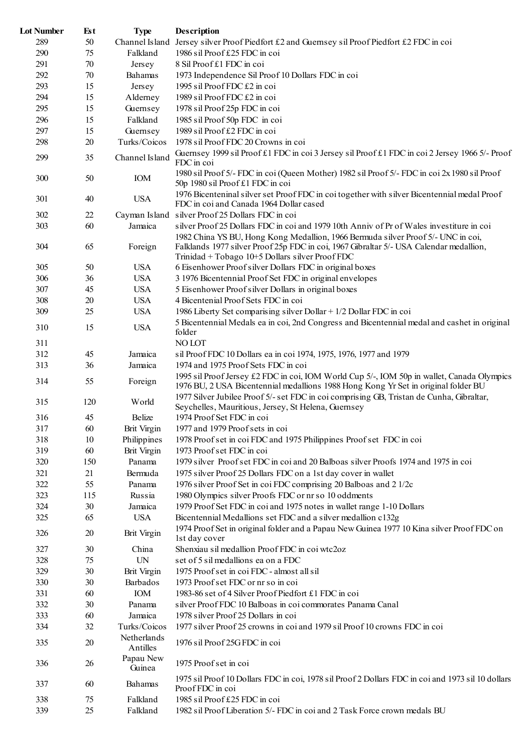| Lot Number | Est | Type | Description |
| --- | --- | --- | --- |
| 289 | 50 | Channel Island | Jersey silver Proof Piedfort £2 and Guernsey sil Proof Piedfort £2 FDC in coi |
| 290 | 75 | Falkland | 1986 sil Proof £25 FDC in coi |
| 291 | 70 | Jersey | 8 Sil Proof £1 FDC in coi |
| 292 | 70 | Bahamas | 1973 Independence Sil Proof 10 Dollars FDC in coi |
| 293 | 15 | Jersey | 1995 sil Proof FDC £2 in coi |
| 294 | 15 | Alderney | 1989 sil Proof FDC £2 in coi |
| 295 | 15 | Guernsey | 1978 sil Proof 25p FDC in coi |
| 296 | 15 | Falkland | 1985 sil Proof 50p FDC in coi |
| 297 | 15 | Guernsey | 1989 sil Proof £2 FDC in coi |
| 298 | 20 | Turks/Coicos | 1978 sil Proof FDC 20 Crowns in coi |
| 299 | 35 | Channel Island | Guernsey 1999 sil Proof £1 FDC in coi 3 Jersey sil Proof £1 FDC in coi 2 Jersey 1966 5/- Proof FDC in coi |
| 300 | 50 | IOM | 1980 sil Proof 5/- FDC in coi (Queen Mother) 1982 sil Proof 5/- FDC in coi 2x 1980 sil Proof 50p 1980 sil Proof £1 FDC in coi |
| 301 | 40 | USA | 1976 Bicenteninal silver set Proof FDC in coi together with silver Bicentennial medal Proof FDC in coi and Canada 1964 Dollar cased |
| 302 | 22 | Cayman Island | silver Proof 25 Dollars FDC in coi |
| 303 | 60 | Jamaica | silver Proof 25 Dollars FDC in coi and 1979 10th Anniv of Pr of Wales investiture in coi |
| 304 | 65 | Foreign | 1982 China YS BU, Hong Kong Medallion, 1966 Bermuda silver Proof 5/- UNC in coi, Falklands 1977 silver Proof 25p FDC in coi, 1967 Gibraltar 5/- USA Calendar medallion, Trinidad + Tobago 10+5 Dollars silver Proof FDC |
| 305 | 50 | USA | 6 Eisenhower Proof silver Dollars FDC in original boxes |
| 306 | 36 | USA | 3 1976 Bicentennial Proof Set FDC in original envelopes |
| 307 | 45 | USA | 5 Eisenhower Proof silver Dollars in original boxes |
| 308 | 20 | USA | 4 Bicentenial Proof Sets FDC in coi |
| 309 | 25 | USA | 1986 Liberty Set comparising silver Dollar + 1/2 Dollar FDC in coi |
| 310 | 15 | USA | 5 Bicentennial Medals ea in coi, 2nd Congress and Bicentennial medal and cashet in original folder |
| 311 | | | NO LOT |
| 312 | 45 | Jamaica | sil Proof FDC 10 Dollars ea in coi 1974, 1975, 1976, 1977 and 1979 |
| 313 | 36 | Jamaica | 1974 and 1975 Proof Sets FDC in coi |
| 314 | 55 | Foreign | 1995 sil Proof Jersey £2 FDC in coi, IOM World Cup 5/-, IOM 50p in wallet, Canada Olympics 1976 BU, 2 USA Bicentennial medallions 1988 Hong Kong Yr Set in original folder BU |
| 315 | 120 | World | 1977 Silver Jubilee Proof 5/- set FDC in coi comprising GB, Tristan de Cunha, Gibraltar, Seychelles, Mauritious, Jersey, St Helena, Guernsey |
| 316 | 45 | Belize | 1974 Proof Set FDC in coi |
| 317 | 60 | Brit Virgin | 1977 and 1979 Proof sets in coi |
| 318 | 10 | Philippines | 1978 Proof set in coi FDC and 1975 Philippines Proof set FDC in coi |
| 319 | 60 | Brit Virgin | 1973 Proof set FDC in coi |
| 320 | 150 | Panama | 1979 silver Proof set FDC in coi and 20 Balboas silver Proofs 1974 and 1975 in coi |
| 321 | 21 | Bermuda | 1975 silver Proof 25 Dollars FDC on a 1st day cover in wallet |
| 322 | 55 | Panama | 1976 silver Proof Set in coi FDC comprising 20 Balboas and 2 1/2c |
| 323 | 115 | Russia | 1980 Olympics silver Proofs FDC or nr so 10 oddments |
| 324 | 30 | Jamaica | 1979 Proof Set FDC in coi and 1975 notes in wallet range 1-10 Dollars |
| 325 | 65 | USA | Bicentennial Medallions set FDC and a silver medallion c132g |
| 326 | 20 | Brit Virgin | 1974 Proof Set in original folder and a Papau New Guinea 1977 10 Kina silver Proof FDC on 1st day cover |
| 327 | 30 | China | Shenxiau sil medallion Proof FDC in coi wtc2oz |
| 328 | 75 | UN | set of 5 sil medallions ea on a FDC |
| 329 | 30 | Brit Virgin | 1975 Proof set in coi FDC - almost all sil |
| 330 | 30 | Barbados | 1973 Proof set FDC or nr so in coi |
| 331 | 60 | IOM | 1983-86 set of 4 Silver Proof Piedfort £1 FDC in coi |
| 332 | 30 | Panama | silver Proof FDC 10 Balboas in coi commorates Panama Canal |
| 333 | 60 | Jamaica | 1978 silver Proof 25 Dollars in coi |
| 334 | 32 | Turks/Coicos | 1977 silver Proof 25 crowns in coi and 1979 sil Proof 10 crowns FDC in coi |
| 335 | 20 | Netherlands Antilles | 1976 sil Proof 25G FDC in coi |
| 336 | 26 | Papau New Guinea | 1975 Proof set in coi |
| 337 | 60 | Bahamas | 1975 sil Proof 10 Dollars FDC in coi, 1978 sil Proof 2 Dollars FDC in coi and 1973 sil 10 dollars Proof FDC in coi |
| 338 | 75 | Falkland | 1985 sil Proof £25 FDC in coi |
| 339 | 25 | Falkland | 1982 sil Proof Liberation 5/- FDC in coi and 2 Task Force crown medals BU |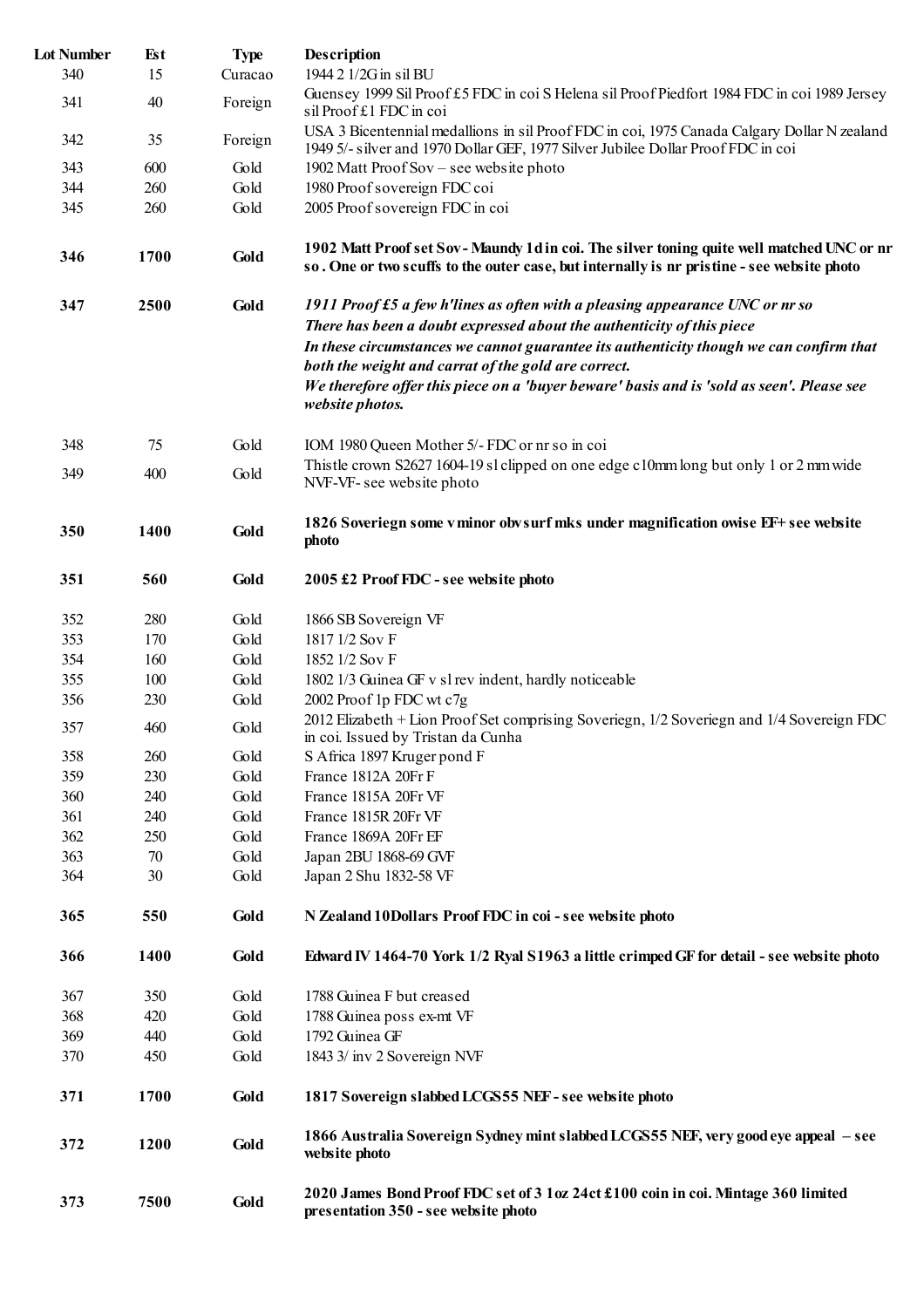| Lot Number | Est | Type | Description |
|---|---|---|---|
| 340 | 15 | Curacao | 1944 2 1/2G in sil BU |
| 341 | 40 | Foreign | Guensey 1999 Sil Proof £5 FDC in coi S Helena sil Proof Piedfort 1984 FDC in coi 1989 Jersey sil Proof £1 FDC in coi |
| 342 | 35 | Foreign | USA 3 Bicentennial medallions in sil Proof FDC in coi, 1975 Canada Calgary Dollar N zealand 1949 5/- silver and 1970 Dollar GEF, 1977 Silver Jubilee Dollar Proof FDC in coi |
| 343 | 600 | Gold | 1902 Matt Proof Sov – see website photo |
| 344 | 260 | Gold | 1980 Proof sovereign FDC coi |
| 345 | 260 | Gold | 2005 Proof sovereign FDC in coi |
| **346** | **1700** | **Gold** | **1902 Matt Proof set Sov - Maundy 1d in coi. The silver toning quite well matched UNC or nr so . One or two scuffs to the outer case, but internally is nr pristine - see website photo** |
| **347** | **2500** | **Gold** | ***1911 Proof £5 a few h'lines as often with a pleasing appearance UNC or nr so There has been a doubt expressed about the authenticity of this piece In these circumstances we cannot guarantee its authenticity though we can confirm that both the weight and carrat of the gold are correct. We therefore offer this piece on a 'buyer beware' basis and is 'sold as seen'. Please see website photos.*** |
| 348 | 75 | Gold | IOM 1980 Queen Mother 5/- FDC or nr so in coi |
| 349 | 400 | Gold | Thistle crown S2627 1604-19 sl clipped on one edge c10mm long but only 1 or 2 mm wide NVF-VF- see website photo |
| **350** | **1400** | **Gold** | **1826 Soveriegn some v minor obv surf mks under magnification owise EF+ see website photo** |
| **351** | **560** | **Gold** | **2005 £2 Proof FDC - see website photo** |
| 352 | 280 | Gold | 1866 SB Sovereign VF |
| 353 | 170 | Gold | 1817 1/2 Sov F |
| 354 | 160 | Gold | 1852 1/2 Sov F |
| 355 | 100 | Gold | 1802 1/3 Guinea GF v sl rev indent, hardly noticeable |
| 356 | 230 | Gold | 2002 Proof 1p FDC wt c7g |
| 357 | 460 | Gold | 2012 Elizabeth + Lion Proof Set comprising Soveriegn, 1/2 Soveriegn and 1/4 Sovereign FDC in coi. Issued by Tristan da Cunha |
| 358 | 260 | Gold | S Africa 1897 Kruger pond F |
| 359 | 230 | Gold | France 1812A 20Fr F |
| 360 | 240 | Gold | France 1815A 20Fr VF |
| 361 | 240 | Gold | France 1815R 20Fr VF |
| 362 | 250 | Gold | France 1869A 20Fr EF |
| 363 | 70 | Gold | Japan 2BU 1868-69 GVF |
| 364 | 30 | Gold | Japan 2 Shu 1832-58 VF |
| **365** | **550** | **Gold** | **N Zealand 10Dollars Proof FDC in coi - see website photo** |
| **366** | **1400** | **Gold** | **Edward IV 1464-70 York 1/2 Ryal S1963 a little crimped GF for detail - see website photo** |
| 367 | 350 | Gold | 1788 Guinea F but creased |
| 368 | 420 | Gold | 1788 Guinea poss ex-mt VF |
| 369 | 440 | Gold | 1792 Guinea GF |
| 370 | 450 | Gold | 1843 3/ inv 2 Sovereign NVF |
| **371** | **1700** | **Gold** | **1817 Sovereign slabbed LCGS55 NEF - see website photo** |
| **372** | **1200** | **Gold** | **1866 Australia Sovereign Sydney mint slabbed LCGS55 NEF, very good eye appeal – see website photo** |
| **373** | **7500** | **Gold** | **2020 James Bond Proof FDC set of 3 1oz 24ct £100 coin in coi. Mintage 360 limited presentation 350 - see website photo** |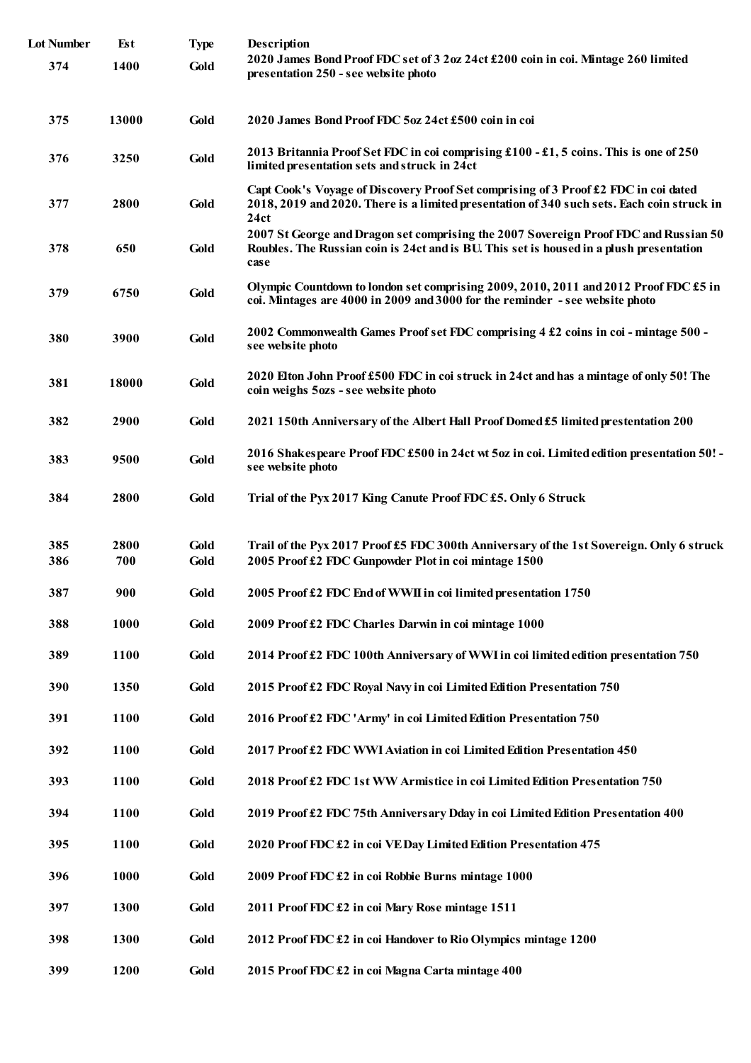| Lot Number | Est | Type | Description |
|---|---|---|---|
| 374 | 1400 | Gold | 2020 James Bond Proof FDC set of 3 2oz 24ct £200 coin in coi. Mintage 260 limited presentation 250 - see website photo |
| 375 | 13000 | Gold | 2020 James Bond Proof FDC 5oz 24ct £500 coin in coi |
| 376 | 3250 | Gold | 2013 Britannia Proof Set FDC in coi comprising £100 - £1, 5 coins. This is one of 250 limited presentation sets and struck in 24ct |
| 377 | 2800 | Gold | Capt Cook's Voyage of Discovery Proof Set comprising of 3 Proof £2 FDC in coi dated 2018, 2019 and 2020. There is a limited presentation of 340 such sets. Each coin struck in 24ct |
| 378 | 650 | Gold | 2007 St George and Dragon set comprising the 2007 Sovereign Proof FDC and Russian 50 Roubles. The Russian coin is 24ct and is BU. This set is housed in a plush presentation case |
| 379 | 6750 | Gold | Olympic Countdown to london set comprising 2009, 2010, 2011 and 2012 Proof FDC £5 in coi. Mintages are 4000 in 2009 and 3000 for the reminder - see website photo |
| 380 | 3900 | Gold | 2002 Commonwealth Games Proof set FDC comprising 4 £2 coins in coi - mintage 500 - see website photo |
| 381 | 18000 | Gold | 2020 Elton John Proof £500 FDC in coi struck in 24ct and has a mintage of only 50! The coin weighs 5ozs - see website photo |
| 382 | 2900 | Gold | 2021 150th Anniversary of the Albert Hall Proof Domed £5 limited prestentation 200 |
| 383 | 9500 | Gold | 2016 Shakespeare Proof FDC £500 in 24ct wt 5oz in coi. Limited edition presentation 50! - see website photo |
| 384 | 2800 | Gold | Trial of the Pyx 2017 King Canute Proof FDC £5. Only 6 Struck |
| 385 | 2800 | Gold | Trail of the Pyx 2017 Proof £5 FDC 300th Anniversary of the 1st Sovereign. Only 6 struck |
| 386 | 700 | Gold | 2005 Proof £2 FDC Gunpowder Plot in coi mintage 1500 |
| 387 | 900 | Gold | 2005 Proof £2 FDC End of WWII in coi limited presentation 1750 |
| 388 | 1000 | Gold | 2009 Proof £2 FDC Charles Darwin in coi mintage 1000 |
| 389 | 1100 | Gold | 2014 Proof £2 FDC 100th Anniversary of WWI in coi limited edition presentation 750 |
| 390 | 1350 | Gold | 2015 Proof £2 FDC Royal Navy in coi Limited Edition Presentation 750 |
| 391 | 1100 | Gold | 2016 Proof £2 FDC 'Army' in coi Limited Edition Presentation 750 |
| 392 | 1100 | Gold | 2017 Proof £2 FDC WWI Aviation in coi Limited Edition Presentation 450 |
| 393 | 1100 | Gold | 2018 Proof £2 FDC 1st WW Armistice in coi Limited Edition Presentation 750 |
| 394 | 1100 | Gold | 2019 Proof £2 FDC 75th Anniversary Dday in coi Limited Edition Presentation 400 |
| 395 | 1100 | Gold | 2020 Proof FDC £2 in coi VE Day Limited Edition Presentation 475 |
| 396 | 1000 | Gold | 2009 Proof FDC £2 in coi Robbie Burns mintage 1000 |
| 397 | 1300 | Gold | 2011 Proof FDC £2 in coi Mary Rose mintage 1511 |
| 398 | 1300 | Gold | 2012 Proof FDC £2 in coi Handover to Rio Olympics mintage 1200 |
| 399 | 1200 | Gold | 2015 Proof FDC £2 in coi Magna Carta mintage 400 |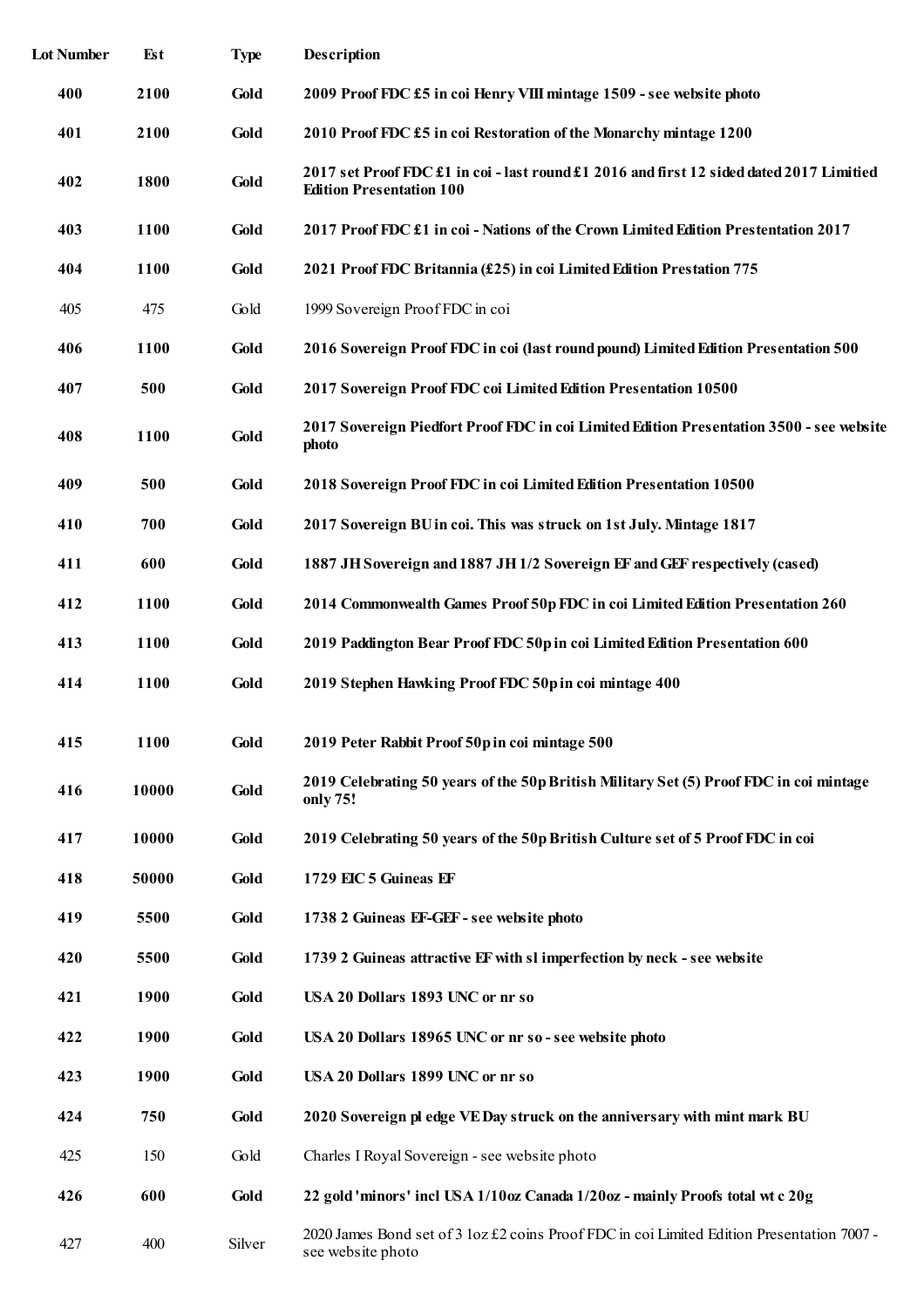| Lot Number | Est | Type | Description |
|---|---|---|---|
| **400** | **2100** | **Gold** | **2009 Proof FDC £5 in coi Henry VIII mintage 1509 - see website photo** |
| **401** | **2100** | **Gold** | **2010 Proof FDC £5 in coi Restoration of the Monarchy mintage 1200** |
| **402** | **1800** | **Gold** | **2017 set Proof FDC £1 in coi - last round £1 2016 and first 12 sided dated 2017 Limitied Edition Presentation 100** |
| **403** | **1100** | **Gold** | **2017 Proof FDC £1 in coi - Nations of the Crown Limited Edition Prestentation 2017** |
| **404** | **1100** | **Gold** | **2021 Proof FDC Britannia (£25) in coi Limited Edition Prestation 775** |
| 405 | 475 | Gold | 1999 Sovereign Proof FDC in coi |
| **406** | **1100** | **Gold** | **2016 Sovereign Proof FDC in coi (last round pound) Limited Edition Presentation 500** |
| **407** | **500** | **Gold** | **2017 Sovereign Proof FDC coi Limited Edition Presentation 10500** |
| **408** | **1100** | **Gold** | **2017 Sovereign Piedfort Proof FDC in coi Limited Edition Presentation 3500 - see website photo** |
| **409** | **500** | **Gold** | **2018 Sovereign Proof FDC in coi Limited Edition Presentation 10500** |
| **410** | **700** | **Gold** | **2017 Sovereign BU in coi. This was struck on 1st July. Mintage 1817** |
| **411** | **600** | **Gold** | **1887 JH Sovereign and 1887 JH 1/2 Sovereign EF and GEF respectively (cased)** |
| **412** | **1100** | **Gold** | **2014 Commonwealth Games Proof 50p FDC in coi Limited Edition Presentation 260** |
| **413** | **1100** | **Gold** | **2019 Paddington Bear Proof FDC 50p in coi Limited Edition Presentation 600** |
| **414** | **1100** | **Gold** | **2019 Stephen Hawking Proof FDC 50p in coi mintage 400** |
| **415** | **1100** | **Gold** | **2019 Peter Rabbit Proof 50p in coi mintage 500** |
| **416** | **10000** | **Gold** | **2019 Celebrating 50 years of the 50p British Military Set (5) Proof FDC in coi mintage only 75!** |
| **417** | **10000** | **Gold** | **2019 Celebrating 50 years of the 50p British Culture set of 5 Proof FDC in coi** |
| **418** | **50000** | **Gold** | **1729 EIC 5 Guineas EF** |
| **419** | **5500** | **Gold** | **1738 2 Guineas EF-GEF - see website photo** |
| **420** | **5500** | **Gold** | **1739 2 Guineas attractive EF with sl imperfection by neck - see website** |
| **421** | **1900** | **Gold** | **USA 20 Dollars 1893 UNC or nr so** |
| **422** | **1900** | **Gold** | **USA 20 Dollars 18965 UNC or nr so - see website photo** |
| **423** | **1900** | **Gold** | **USA 20 Dollars 1899 UNC or nr so** |
| **424** | **750** | **Gold** | **2020 Sovereign pl edge VE Day struck on the anniversary with mint mark BU** |
| 425 | 150 | Gold | Charles I Royal Sovereign - see website photo |
| **426** | **600** | **Gold** | **22 gold 'minors' incl USA 1/10oz Canada 1/20oz - mainly Proofs total wt c 20g** |
| 427 | 400 | Silver | 2020 James Bond set of 3 1oz £2 coins Proof FDC in coi Limited Edition Presentation 7007 - see website photo |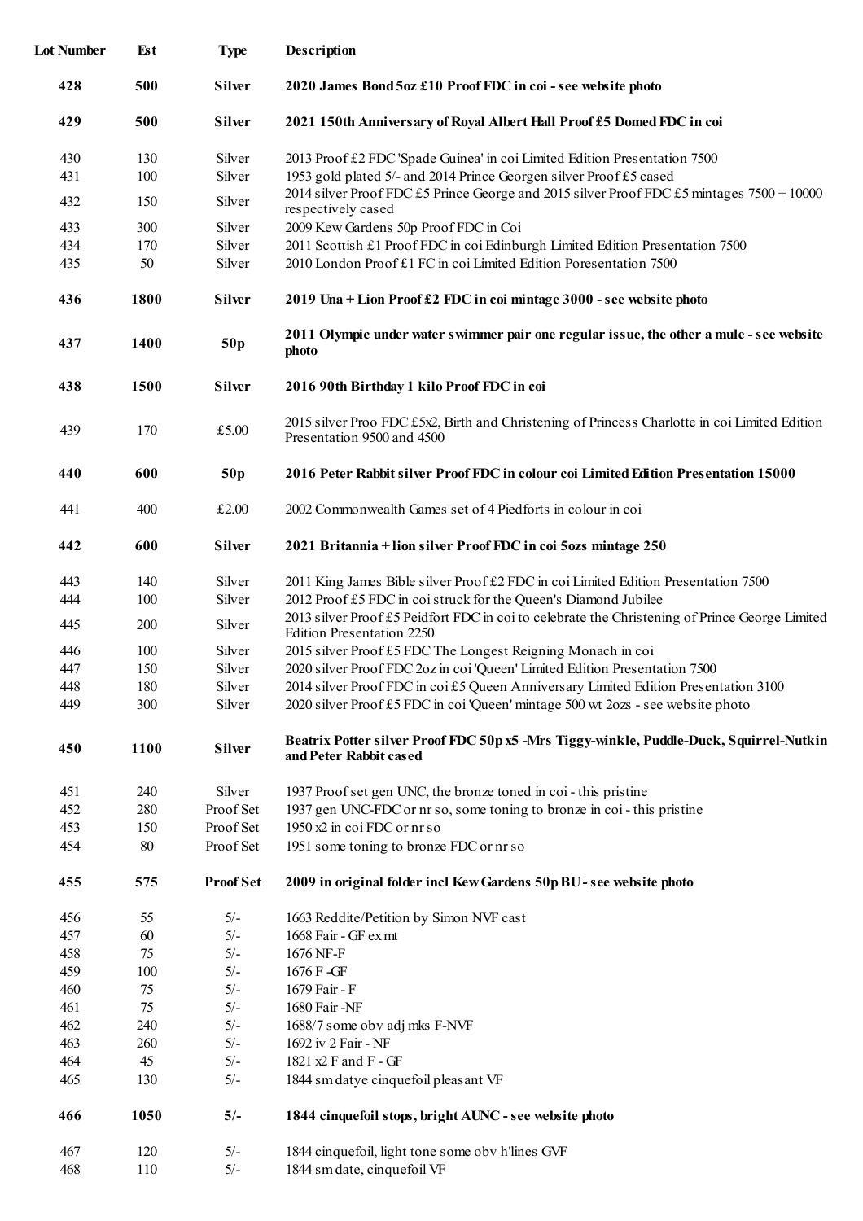| Lot Number | Est | Type | Description |
|---|---|---|---|
| **428** | **500** | **Silver** | **2020 James Bond 5oz £10 Proof FDC in coi - see website photo** |
| **429** | **500** | **Silver** | **2021 150th Anniversary of Royal Albert Hall Proof £5 Domed FDC in coi** |
| 430 | 130 | Silver | 2013 Proof £2 FDC 'Spade Guinea' in coi Limited Edition Presentation 7500 |
| 431 | 100 | Silver | 1953 gold plated 5/- and 2014 Prince Georgen silver Proof £5 cased |
| 432 | 150 | Silver | 2014 silver Proof FDC £5 Prince George and 2015 silver Proof FDC £5 mintages 7500 + 10000 respectively cased |
| 433 | 300 | Silver | 2009 Kew Gardens 50p Proof FDC in Coi |
| 434 | 170 | Silver | 2011 Scottish £1 Proof FDC in coi Edinburgh Limited Edition Presentation 7500 |
| 435 | 50 | Silver | 2010 London Proof £1 FC in coi Limited Edition Poresentation 7500 |
| **436** | **1800** | **Silver** | **2019 Una + Lion Proof £2 FDC in coi mintage 3000 - see website photo** |
| **437** | **1400** | **50p** | **2011 Olympic under water swimmer pair one regular issue, the other a mule - see website photo** |
| **438** | **1500** | **Silver** | **2016 90th Birthday 1 kilo Proof FDC in coi** |
| 439 | 170 | £5.00 | 2015 silver Proo FDC £5x2, Birth and Christening of Princess Charlotte in coi Limited Edition Presentation 9500 and 4500 |
| **440** | **600** | **50p** | **2016 Peter Rabbit silver Proof FDC in colour coi Limited Edition Presentation 15000** |
| 441 | 400 | £2.00 | 2002 Commonwealth Games set of 4 Piedforts in colour in coi |
| **442** | **600** | **Silver** | **2021 Britannia + lion silver Proof FDC in coi 5ozs mintage 250** |
| 443 | 140 | Silver | 2011 King James Bible silver Proof £2 FDC in coi Limited Edition Presentation 7500 |
| 444 | 100 | Silver | 2012 Proof £5 FDC in coi struck for the Queen's Diamond Jubilee |
| 445 | 200 | Silver | 2013 silver Proof £5 Peidfort FDC in coi to celebrate the Christening of Prince George Limited Edition Presentation 2250 |
| 446 | 100 | Silver | 2015 silver Proof £5 FDC The Longest Reigning Monach in coi |
| 447 | 150 | Silver | 2020 silver Proof FDC 2oz in coi 'Queen' Limited Edition Presentation 7500 |
| 448 | 180 | Silver | 2014 silver Proof FDC in coi £5 Queen Anniversary Limited Edition Presentation 3100 |
| 449 | 300 | Silver | 2020 silver Proof £5 FDC in coi 'Queen' mintage 500 wt 2ozs - see website photo |
| **450** | **1100** | **Silver** | **Beatrix Potter silver Proof FDC 50p x5 -Mrs Tiggy-winkle, Puddle-Duck, Squirrel-Nutkin and Peter Rabbit cased** |
| 451 | 240 | Silver | 1937 Proof set gen UNC, the bronze toned in coi - this pristine |
| 452 | 280 | Proof Set | 1937 gen UNC-FDC or nr so, some toning to bronze in coi - this pristine |
| 453 | 150 | Proof Set | 1950 x2 in coi FDC or nr so |
| 454 | 80 | Proof Set | 1951 some toning to bronze FDC or nr so |
| **455** | **575** | **Proof Set** | **2009 in original folder incl Kew Gardens 50p BU - see website photo** |
| 456 | 55 | 5/- | 1663 Reddite/Petition by Simon NVF cast |
| 457 | 60 | 5/- | 1668 Fair - GF ex mt |
| 458 | 75 | 5/- | 1676 NF-F |
| 459 | 100 | 5/- | 1676 F -GF |
| 460 | 75 | 5/- | 1679 Fair - F |
| 461 | 75 | 5/- | 1680 Fair -NF |
| 462 | 240 | 5/- | 1688/7 some obv adj mks F-NVF |
| 463 | 260 | 5/- | 1692 iv 2 Fair - NF |
| 464 | 45 | 5/- | 1821 x2 F and F - GF |
| 465 | 130 | 5/- | 1844 sm datye cinquefoil pleasant VF |
| **466** | **1050** | **5/-** | **1844 cinquefoil stops, bright AUNC - see website photo** |
| 467 | 120 | 5/- | 1844 cinquefoil, light tone some obv h'lines GVF |
| 468 | 110 | 5/- | 1844 sm date, cinquefoil VF |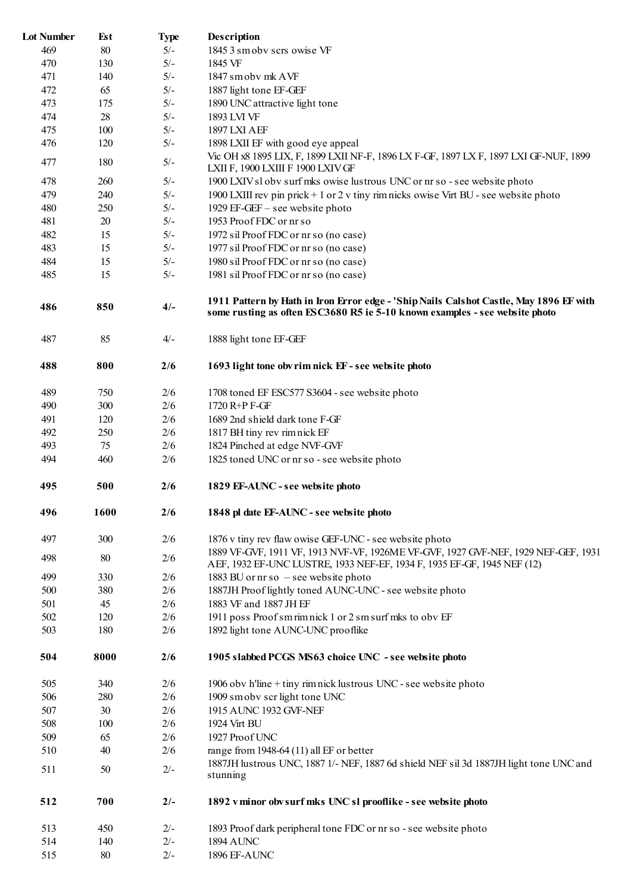| Lot Number | Est | Type | Description |
|---|---|---|---|
| 469 | 80 | 5/- | 1845 3 sm obv scrs owise VF |
| 470 | 130 | 5/- | 1845 VF |
| 471 | 140 | 5/- | 1847 sm obv mk AVF |
| 472 | 65 | 5/- | 1887 light tone EF-GEF |
| 473 | 175 | 5/- | 1890 UNC attractive light tone |
| 474 | 28 | 5/- | 1893 LVI VF |
| 475 | 100 | 5/- | 1897 LXI AEF |
| 476 | 120 | 5/- | 1898 LXII EF with good eye appeal |
| 477 | 180 | 5/- | Vic OH x8 1895 LIX, F, 1899 LXII NF-F, 1896 LX F-GF, 1897 LX F, 1897 LXI GF-NUF, 1899 LXII F, 1900 LXIII F 1900 LXIV GF |
| 478 | 260 | 5/- | 1900 LXIV sl obv surf mks owise lustrous UNC or nr so - see website photo |
| 479 | 240 | 5/- | 1900 LXIII rev pin prick + 1 or 2 v tiny rim nicks owise Virt BU - see website photo |
| 480 | 250 | 5/- | 1929 EF-GEF – see website photo |
| 481 | 20 | 5/- | 1953 Proof FDC or nr so |
| 482 | 15 | 5/- | 1972 sil Proof FDC or nr so (no case) |
| 483 | 15 | 5/- | 1977 sil Proof FDC or nr so (no case) |
| 484 | 15 | 5/- | 1980 sil Proof FDC or nr so (no case) |
| 485 | 15 | 5/- | 1981 sil Proof FDC or nr so (no case) |
| **486** | **850** | **4/-** | **1911 Pattern by Hath in Iron Error edge - 'Ship Nails Calshot Castle, May 1896 EF with some rusting as often ESC3680 R5 ie 5-10 known examples - see website photo** |
| 487 | 85 | 4/- | 1888 light tone EF-GEF |
| **488** | **800** | **2/6** | **1693 light tone obv rim nick EF - see website photo** |
| 489 | 750 | 2/6 | 1708 toned EF ESC577 S3604 - see website photo |
| 490 | 300 | 2/6 | 1720 R+P F-GF |
| 491 | 120 | 2/6 | 1689 2nd shield dark tone F-GF |
| 492 | 250 | 2/6 | 1817 BH tiny rev rim nick EF |
| 493 | 75 | 2/6 | 1824 Pinched at edge NVF-GVF |
| 494 | 460 | 2/6 | 1825 toned UNC or nr so - see website photo |
| **495** | **500** | **2/6** | **1829 EF-AUNC - see website photo** |
| **496** | **1600** | **2/6** | **1848 pl date EF-AUNC - see website photo** |
| 497 | 300 | 2/6 | 1876 v tiny rev flaw owise GEF-UNC - see website photo |
| 498 | 80 | 2/6 | 1889 VF-GVF, 1911 VF, 1913 NVF-VF, 1926ME VF-GVF, 1927 GVF-NEF, 1929 NEF-GEF, 1931 AEF, 1932 EF-UNC LUSTRE, 1933 NEF-EF, 1934 F, 1935 EF-GF, 1945 NEF (12) |
| 499 | 330 | 2/6 | 1883 BU or nr so – see website photo |
| 500 | 380 | 2/6 | 1887JH Proof lightly toned AUNC-UNC - see website photo |
| 501 | 45 | 2/6 | 1883 VF and 1887 JH EF |
| 502 | 120 | 2/6 | 1911 poss Proof sm rim nick 1 or 2 sm surf mks to obv EF |
| 503 | 180 | 2/6 | 1892 light tone AUNC-UNC prooflike |
| **504** | **8000** | **2/6** | **1905 slabbed PCGS MS63 choice UNC - see website photo** |
| 505 | 340 | 2/6 | 1906 obv h'line + tiny rim nick lustrous UNC - see website photo |
| 506 | 280 | 2/6 | 1909 sm obv scr light tone UNC |
| 507 | 30 | 2/6 | 1915 AUNC 1932 GVF-NEF |
| 508 | 100 | 2/6 | 1924 Virt BU |
| 509 | 65 | 2/6 | 1927 Proof UNC |
| 510 | 40 | 2/6 | range from 1948-64 (11) all EF or better |
| 511 | 50 | 2/- | 1887JH lustrous UNC, 1887 1/- NEF, 1887 6d shield NEF sil 3d 1887JH light tone UNC and stunning |
| **512** | **700** | **2/-** | **1892 v minor obv surf mks UNC sl prooflike - see website photo** |
| 513 | 450 | 2/- | 1893 Proof dark peripheral tone FDC or nr so - see website photo |
| 514 | 140 | 2/- | 1894 AUNC |
| 515 | 80 | 2/- | 1896 EF-AUNC |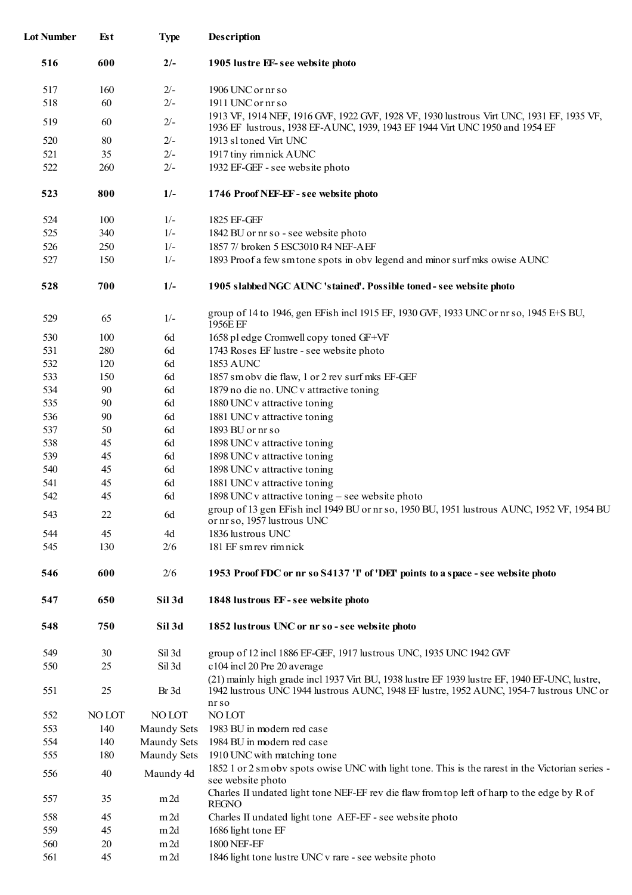| Lot Number | Est | Type | Description |
|---|---|---|---|
| **516** | **600** | **2/-** | **1905 lustre EF- see website photo** |
| 517 | 160 | 2/- | 1906 UNC or nr so |
| 518 | 60 | 2/- | 1911 UNC or nr so |
| 519 | 60 | 2/- | 1913 VF, 1914 NEF, 1916 GVF, 1922 GVF, 1928 VF, 1930 lustrous Virt UNC, 1931 EF, 1935 VF, 1936 EF lustrous, 1938 EF-AUNC, 1939, 1943 EF 1944 Virt UNC 1950 and 1954 EF |
| 520 | 80 | 2/- | 1913 sl toned Virt UNC |
| 521 | 35 | 2/- | 1917 tiny rim nick AUNC |
| 522 | 260 | 2/- | 1932 EF-GEF - see website photo |
| **523** | **800** | **1/-** | **1746 Proof NEF-EF - see website photo** |
| 524 | 100 | 1/- | 1825 EF-GEF |
| 525 | 340 | 1/- | 1842 BU or nr so - see website photo |
| 526 | 250 | 1/- | 1857 7/ broken 5 ESC3010 R4 NEF-AEF |
| 527 | 150 | 1/- | 1893 Proof a few sm tone spots in obv legend and minor surf mks owise AUNC |
| **528** | **700** | **1/-** | **1905 slabbed NGC AUNC 'stained'. Possible toned - see website photo** |
| 529 | 65 | 1/- | group of 14 to 1946, gen EFish incl 1915 EF, 1930 GVF, 1933 UNC or nr so, 1945 E+S BU, 1956E EF |
| 530 | 100 | 6d | 1658 pl edge Cromwell copy toned GF+VF |
| 531 | 280 | 6d | 1743 Roses EF lustre - see website photo |
| 532 | 120 | 6d | 1853 AUNC |
| 533 | 150 | 6d | 1857 sm obv die flaw, 1 or 2 rev surf mks EF-GEF |
| 534 | 90 | 6d | 1879 no die no. UNC v attractive toning |
| 535 | 90 | 6d | 1880 UNC v attractive toning |
| 536 | 90 | 6d | 1881 UNC v attractive toning |
| 537 | 50 | 6d | 1893 BU or nr so |
| 538 | 45 | 6d | 1898 UNC v attractive toning |
| 539 | 45 | 6d | 1898 UNC v attractive toning |
| 540 | 45 | 6d | 1898 UNC v attractive toning |
| 541 | 45 | 6d | 1881 UNC v attractive toning |
| 542 | 45 | 6d | 1898 UNC v attractive toning – see website photo |
| 543 | 22 | 6d | group of 13 gen EFish incl 1949 BU or nr so, 1950 BU, 1951 lustrous AUNC, 1952 VF, 1954 BU or nr so, 1957 lustrous UNC |
| 544 | 45 | 4d | 1836 lustrous UNC |
| 545 | 130 | 2/6 | 181 EF sm rev rim nick |
| **546** | **600** | **2/6** | **1953 Proof FDC or nr so S4137 'I' of 'DEI' points to a space - see website photo** |
| **547** | **650** | **Sil 3d** | **1848 lustrous EF - see website photo** |
| **548** | **750** | **Sil 3d** | **1852 lustrous UNC or nr so - see website photo** |
| 549 | 30 | Sil 3d | group of 12 incl 1886 EF-GEF, 1917 lustrous UNC, 1935 UNC 1942 GVF |
| 550 | 25 | Sil 3d | c104 incl 20 Pre 20 average |
| 551 | 25 | Br 3d | (21) mainly high grade incl 1937 Virt BU, 1938 lustre EF 1939 lustre EF, 1940 EF-UNC, lustre, 1942 lustrous UNC 1944 lustrous AUNC, 1948 EF lustre, 1952 AUNC, 1954-7 lustrous UNC or nr so |
| 552 | NO LOT | NO LOT | NO LOT |
| 553 | 140 | Maundy Sets | 1983 BU in modern red case |
| 554 | 140 | Maundy Sets | 1984 BU in modern red case |
| 555 | 180 | Maundy Sets | 1910 UNC with matching tone |
| 556 | 40 | Maundy 4d | 1852 1 or 2 sm obv spots owise UNC with light tone. This is the rarest in the Victorian series - see website photo |
| 557 | 35 | m 2d | Charles II undated light tone NEF-EF rev die flaw from top left of harp to the edge by R of REGNO |
| 558 | 45 | m 2d | Charles II undated light tone AEF-EF - see website photo |
| 559 | 45 | m 2d | 1686 light tone EF |
| 560 | 20 | m 2d | 1800 NEF-EF |
| 561 | 45 | m 2d | 1846 light tone lustre UNC v rare - see website photo |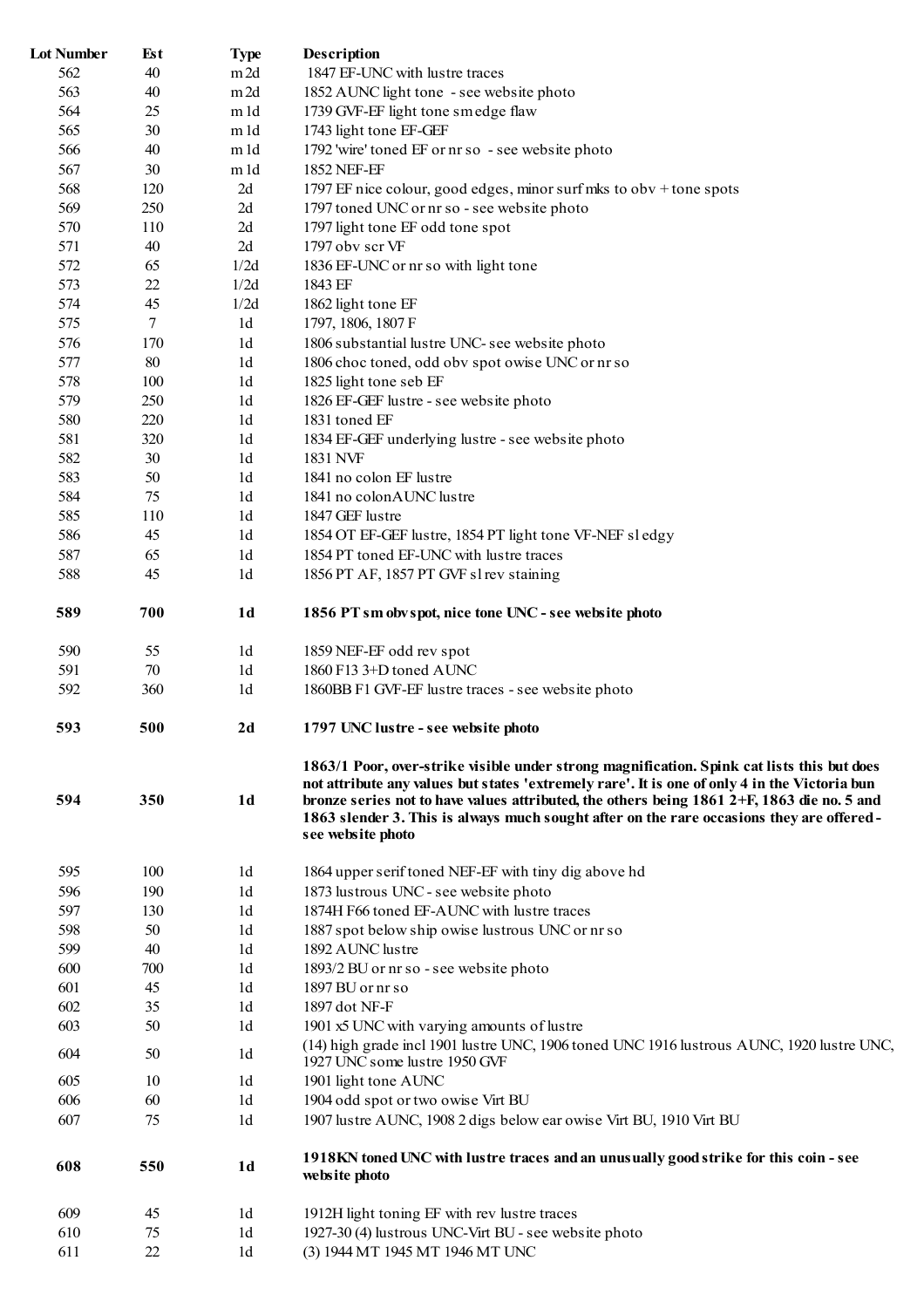| Lot Number | Est | Type | Description |
|---|---|---|---|
| 562 | 40 | m 2d | 1847 EF-UNC with lustre traces |
| 563 | 40 | m 2d | 1852 AUNC light tone - see website photo |
| 564 | 25 | m 1d | 1739 GVF-EF light tone sm edge flaw |
| 565 | 30 | m 1d | 1743 light tone EF-GEF |
| 566 | 40 | m 1d | 1792 'wire' toned EF or nr so - see website photo |
| 567 | 30 | m 1d | 1852 NEF-EF |
| 568 | 120 | 2d | 1797 EF nice colour, good edges, minor surf mks to obv + tone spots |
| 569 | 250 | 2d | 1797 toned UNC or nr so - see website photo |
| 570 | 110 | 2d | 1797 light tone EF odd tone spot |
| 571 | 40 | 2d | 1797 obv scr VF |
| 572 | 65 | 1/2d | 1836 EF-UNC or nr so with light tone |
| 573 | 22 | 1/2d | 1843 EF |
| 574 | 45 | 1/2d | 1862 light tone EF |
| 575 | 7 | 1d | 1797, 1806, 1807 F |
| 576 | 170 | 1d | 1806 substantial lustre UNC- see website photo |
| 577 | 80 | 1d | 1806 choc toned, odd obv spot owise UNC or nr so |
| 578 | 100 | 1d | 1825 light tone seb EF |
| 579 | 250 | 1d | 1826 EF-GEF lustre - see website photo |
| 580 | 220 | 1d | 1831 toned EF |
| 581 | 320 | 1d | 1834 EF-GEF underlying lustre - see website photo |
| 582 | 30 | 1d | 1831 NVF |
| 583 | 50 | 1d | 1841 no colon EF lustre |
| 584 | 75 | 1d | 1841 no colonAUNC lustre |
| 585 | 110 | 1d | 1847 GEF lustre |
| 586 | 45 | 1d | 1854 OT EF-GEF lustre, 1854 PT light tone VF-NEF sl edgy |
| 587 | 65 | 1d | 1854 PT toned EF-UNC with lustre traces |
| 588 | 45 | 1d | 1856 PT AF, 1857 PT GVF sl rev staining |
| **589** | **700** | **1d** | **1856 PT sm obv spot, nice tone UNC - see website photo** |
| 590 | 55 | 1d | 1859 NEF-EF odd rev spot |
| 591 | 70 | 1d | 1860 F13 3+D toned AUNC |
| 592 | 360 | 1d | 1860BB F1 GVF-EF lustre traces - see website photo |
| **593** | **500** | **2d** | **1797 UNC lustre - see website photo** |
| **594** | **350** | **1d** | **1863/1 Poor, over-strike visible under strong magnification. Spink cat lists this but does not attribute any values but states 'extremely rare'. It is one of only 4 in the Victoria bun bronze series not to have values attributed, the others being 1861 2+F, 1863 die no. 5 and 1863 slender 3. This is always much sought after on the rare occasions they are offered - see website photo** |
| 595 | 100 | 1d | 1864 upper serif toned NEF-EF with tiny dig above hd |
| 596 | 190 | 1d | 1873 lustrous UNC - see website photo |
| 597 | 130 | 1d | 1874H F66 toned EF-AUNC with lustre traces |
| 598 | 50 | 1d | 1887 spot below ship owise lustrous UNC or nr so |
| 599 | 40 | 1d | 1892 AUNC lustre |
| 600 | 700 | 1d | 1893/2 BU or nr so - see website photo |
| 601 | 45 | 1d | 1897 BU or nr so |
| 602 | 35 | 1d | 1897 dot NF-F |
| 603 | 50 | 1d | 1901 x5 UNC with varying amounts of lustre |
| 604 | 50 | 1d | (14) high grade incl 1901 lustre UNC, 1906 toned UNC 1916 lustrous AUNC, 1920 lustre UNC, 1927 UNC some lustre 1950 GVF |
| 605 | 10 | 1d | 1901 light tone AUNC |
| 606 | 60 | 1d | 1904 odd spot or two owise Virt BU |
| 607 | 75 | 1d | 1907 lustre AUNC, 1908 2 digs below ear owise Virt BU, 1910 Virt BU |
| **608** | **550** | **1d** | **1918KN toned UNC with lustre traces and an unusually good strike for this coin - see website photo** |
| 609 | 45 | 1d | 1912H light toning EF with rev lustre traces |
| 610 | 75 | 1d | 1927-30 (4) lustrous UNC-Virt BU - see website photo |
| 611 | 22 | 1d | (3) 1944 MT 1945 MT 1946 MT UNC |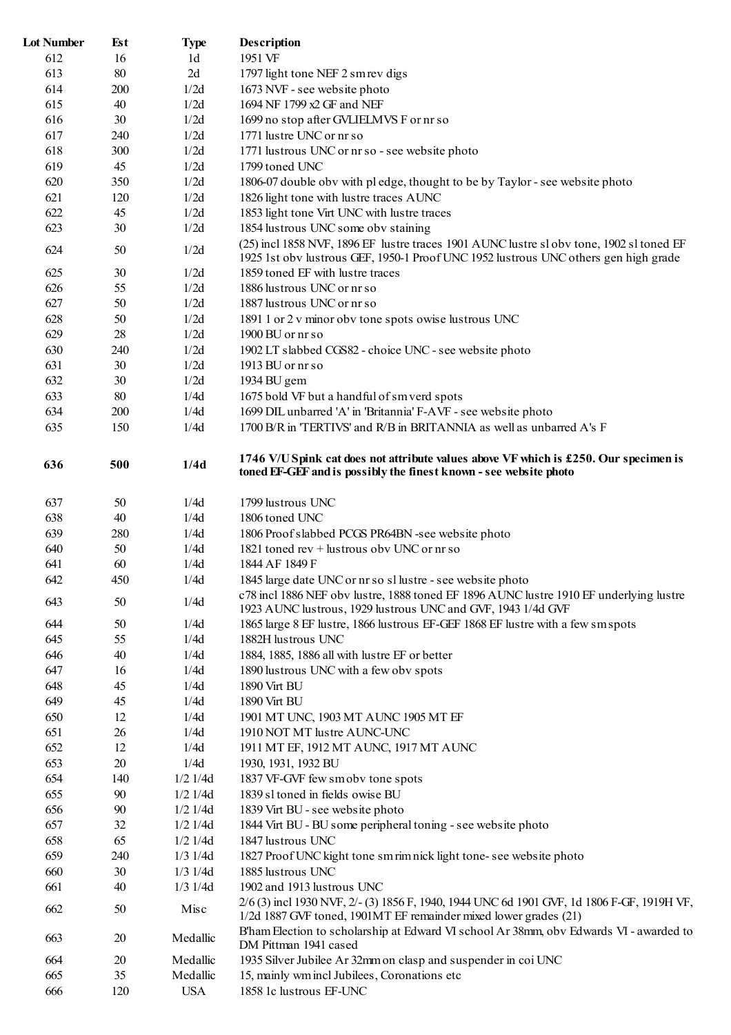| Lot Number | Est | Type | Description |
|---|---|---|---|
| 612 | 16 | 1d | 1951 VF |
| 613 | 80 | 2d | 1797 light tone NEF 2 sm rev digs |
| 614 | 200 | 1/2d | 1673 NVF - see website photo |
| 615 | 40 | 1/2d | 1694 NF 1799 x2 GF and NEF |
| 616 | 30 | 1/2d | 1699 no stop after GVLIELMVS F or nr so |
| 617 | 240 | 1/2d | 1771 lustre UNC or nr so |
| 618 | 300 | 1/2d | 1771 lustrous UNC or nr so - see website photo |
| 619 | 45 | 1/2d | 1799 toned UNC |
| 620 | 350 | 1/2d | 1806-07 double obv with pl edge, thought to be by Taylor - see website photo |
| 621 | 120 | 1/2d | 1826 light tone with lustre traces AUNC |
| 622 | 45 | 1/2d | 1853 light tone Virt UNC with lustre traces |
| 623 | 30 | 1/2d | 1854 lustrous UNC some obv staining |
| 624 | 50 | 1/2d | (25) incl 1858 NVF, 1896 EF lustre traces 1901 AUNC lustre sl obv tone, 1902 sl toned EF 1925 1st obv lustrous GEF, 1950-1 Proof UNC 1952 lustrous UNC others gen high grade |
| 625 | 30 | 1/2d | 1859 toned EF with lustre traces |
| 626 | 55 | 1/2d | 1886 lustrous UNC or nr so |
| 627 | 50 | 1/2d | 1887 lustrous UNC or nr so |
| 628 | 50 | 1/2d | 1891 1 or 2 v minor obv tone spots owise lustrous UNC |
| 629 | 28 | 1/2d | 1900 BU or nr so |
| 630 | 240 | 1/2d | 1902 LT slabbed CGS82 - choice UNC - see website photo |
| 631 | 30 | 1/2d | 1913 BU or nr so |
| 632 | 30 | 1/2d | 1934 BU gem |
| 633 | 80 | 1/4d | 1675 bold VF but a handful of sm verd spots |
| 634 | 200 | 1/4d | 1699 DIL unbarred 'A' in 'Britannia' F-AVF - see website photo |
| 635 | 150 | 1/4d | 1700 B/R in 'TERTIVS' and R/B in BRITANNIA as well as unbarred A's F |
| **636** | **500** | **1/4d** | **1746 V/U Spink cat does not attribute values above VF which is £250. Our specimen is toned EF-GEF and is possibly the finest known - see website photo** |
| 637 | 50 | 1/4d | 1799 lustrous UNC |
| 638 | 40 | 1/4d | 1806 toned UNC |
| 639 | 280 | 1/4d | 1806 Proof slabbed PCGS PR64BN -see website photo |
| 640 | 50 | 1/4d | 1821 toned rev + lustrous obv UNC or nr so |
| 641 | 60 | 1/4d | 1844 AF 1849 F |
| 642 | 450 | 1/4d | 1845 large date UNC or nr so sl lustre - see website photo |
| 643 | 50 | 1/4d | c78 incl 1886 NEF obv lustre, 1888 toned EF 1896 AUNC lustre 1910 EF underlying lustre 1923 AUNC lustrous, 1929 lustrous UNC and GVF, 1943 1/4d GVF |
| 644 | 50 | 1/4d | 1865 large 8 EF lustre, 1866 lustrous EF-GEF 1868 EF lustre with a few sm spots |
| 645 | 55 | 1/4d | 1882H lustrous UNC |
| 646 | 40 | 1/4d | 1884, 1885, 1886 all with lustre EF or better |
| 647 | 16 | 1/4d | 1890 lustrous UNC with a few obv spots |
| 648 | 45 | 1/4d | 1890 Virt BU |
| 649 | 45 | 1/4d | 1890 Virt BU |
| 650 | 12 | 1/4d | 1901 MT UNC, 1903 MT AUNC 1905 MT EF |
| 651 | 26 | 1/4d | 1910 NOT MT lustre AUNC-UNC |
| 652 | 12 | 1/4d | 1911 MT EF, 1912 MT AUNC, 1917 MT AUNC |
| 653 | 20 | 1/4d | 1930, 1931, 1932 BU |
| 654 | 140 | 1/2 1/4d | 1837 VF-GVF few sm obv tone spots |
| 655 | 90 | 1/2 1/4d | 1839 sl toned in fields owise BU |
| 656 | 90 | 1/2 1/4d | 1839 Virt BU - see website photo |
| 657 | 32 | 1/2 1/4d | 1844 Virt BU - BU some peripheral toning - see website photo |
| 658 | 65 | 1/2 1/4d | 1847 lustrous UNC |
| 659 | 240 | 1/3 1/4d | 1827 Proof UNC kight tone sm rim nick light tone- see website photo |
| 660 | 30 | 1/3 1/4d | 1885 lustrous UNC |
| 661 | 40 | 1/3 1/4d | 1902 and 1913 lustrous UNC |
| 662 | 50 | Misc | 2/6 (3) incl 1930 NVF, 2/- (3) 1856 F, 1940, 1944 UNC 6d 1901 GVF, 1d 1806 F-GF, 1919H VF, 1/2d 1887 GVF toned, 1901MT EF remainder mixed lower grades (21) |
| 663 | 20 | Medallic | B'ham Election to scholarship at Edward VI school Ar 38mm, obv Edwards VI - awarded to DM Pittman 1941 cased |
| 664 | 20 | Medallic | 1935 Silver Jubilee Ar 32mm on clasp and suspender in coi UNC |
| 665 | 35 | Medallic | 15, mainly wm incl Jubilees, Coronations etc |
| 666 | 120 | USA | 1858 1c lustrous EF-UNC |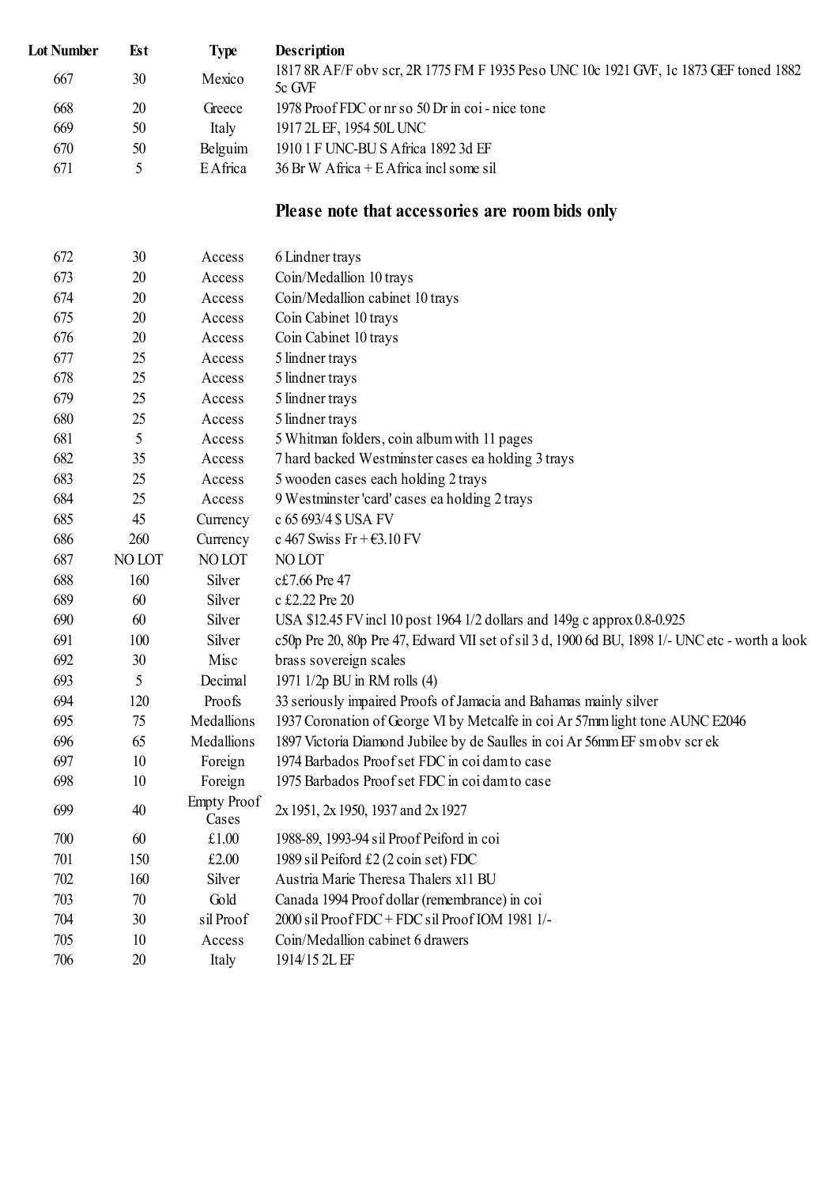| Lot Number | Est | Type | Description |
|---|---|---|---|
| 667 | 30 | Mexico | 1817 8R AF/F obv scr, 2R 1775 FM F 1935 Peso UNC 10c 1921 GVF, 1c 1873 GEF toned 1882 5c GVF |
| 668 | 20 | Greece | 1978 Proof FDC or nr so 50 Dr in coi - nice tone |
| 669 | 50 | Italy | 1917 2L EF, 1954 50L UNC |
| 670 | 50 | Belguim | 1910 1 F UNC-BU S Africa 1892 3d EF |
| 671 | 5 | E Africa | 36 Br W Africa + E Africa incl some sil |

**Please note that accessories are room bids only**

| Lot Number | Est | Type | Description |
|---|---|---|---|
| 672 | 30 | Access | 6 Lindner trays |
| 673 | 20 | Access | Coin/Medallion 10 trays |
| 674 | 20 | Access | Coin/Medallion cabinet 10 trays |
| 675 | 20 | Access | Coin Cabinet 10 trays |
| 676 | 20 | Access | Coin Cabinet 10 trays |
| 677 | 25 | Access | 5 lindner trays |
| 678 | 25 | Access | 5 lindner trays |
| 679 | 25 | Access | 5 lindner trays |
| 680 | 25 | Access | 5 lindner trays |
| 681 | 5 | Access | 5 Whitman folders, coin album with 11 pages |
| 682 | 35 | Access | 7 hard backed Westminster cases ea holding 3 trays |
| 683 | 25 | Access | 5 wooden cases each holding 2 trays |
| 684 | 25 | Access | 9 Westminster 'card' cases ea holding 2 trays |
| 685 | 45 | Currency | c 65 693/4 $ USA FV |
| 686 | 260 | Currency | c 467 Swiss Fr + €3.10 FV |
| 687 | NO LOT | NO LOT | NO LOT |
| 688 | 160 | Silver | c£7.66 Pre 47 |
| 689 | 60 | Silver | c £2.22 Pre 20 |
| 690 | 60 | Silver | USA $12.45 FV incl 10 post 1964 1/2 dollars and 149g c approx 0.8-0.925 |
| 691 | 100 | Silver | c50p Pre 20, 80p Pre 47, Edward VII set of sil 3 d, 1900 6d BU, 1898 1/- UNC etc - worth a look |
| 692 | 30 | Misc | brass sovereign scales |
| 693 | 5 | Decimal | 1971 1/2p BU in RM rolls (4) |
| 694 | 120 | Proofs | 33 seriously impaired Proofs of Jamacia and Bahamas mainly silver |
| 695 | 75 | Medallions | 1937 Coronation of George VI by Metcalfe in coi Ar 57mm light tone AUNC E2046 |
| 696 | 65 | Medallions | 1897 Victoria Diamond Jubilee by de Saulles in coi Ar 56mm EF sm obv scr ek |
| 697 | 10 | Foreign | 1974 Barbados Proof set FDC in coi dam to case |
| 698 | 10 | Foreign | 1975 Barbados Proof set FDC in coi dam to case |
| 699 | 40 | Empty Proof Cases | 2x 1951, 2x 1950, 1937 and 2x 1927 |
| 700 | 60 | £1.00 | 1988-89, 1993-94 sil Proof Peiford in coi |
| 701 | 150 | £2.00 | 1989 sil Peiford £2 (2 coin set) FDC |
| 702 | 160 | Silver | Austria Marie Theresa Thalers x11 BU |
| 703 | 70 | Gold | Canada 1994 Proof dollar (remembrance) in coi |
| 704 | 30 | sil Proof | 2000 sil Proof FDC + FDC sil Proof IOM 1981 1/- |
| 705 | 10 | Access | Coin/Medallion cabinet 6 drawers |
| 706 | 20 | Italy | 1914/15 2L EF |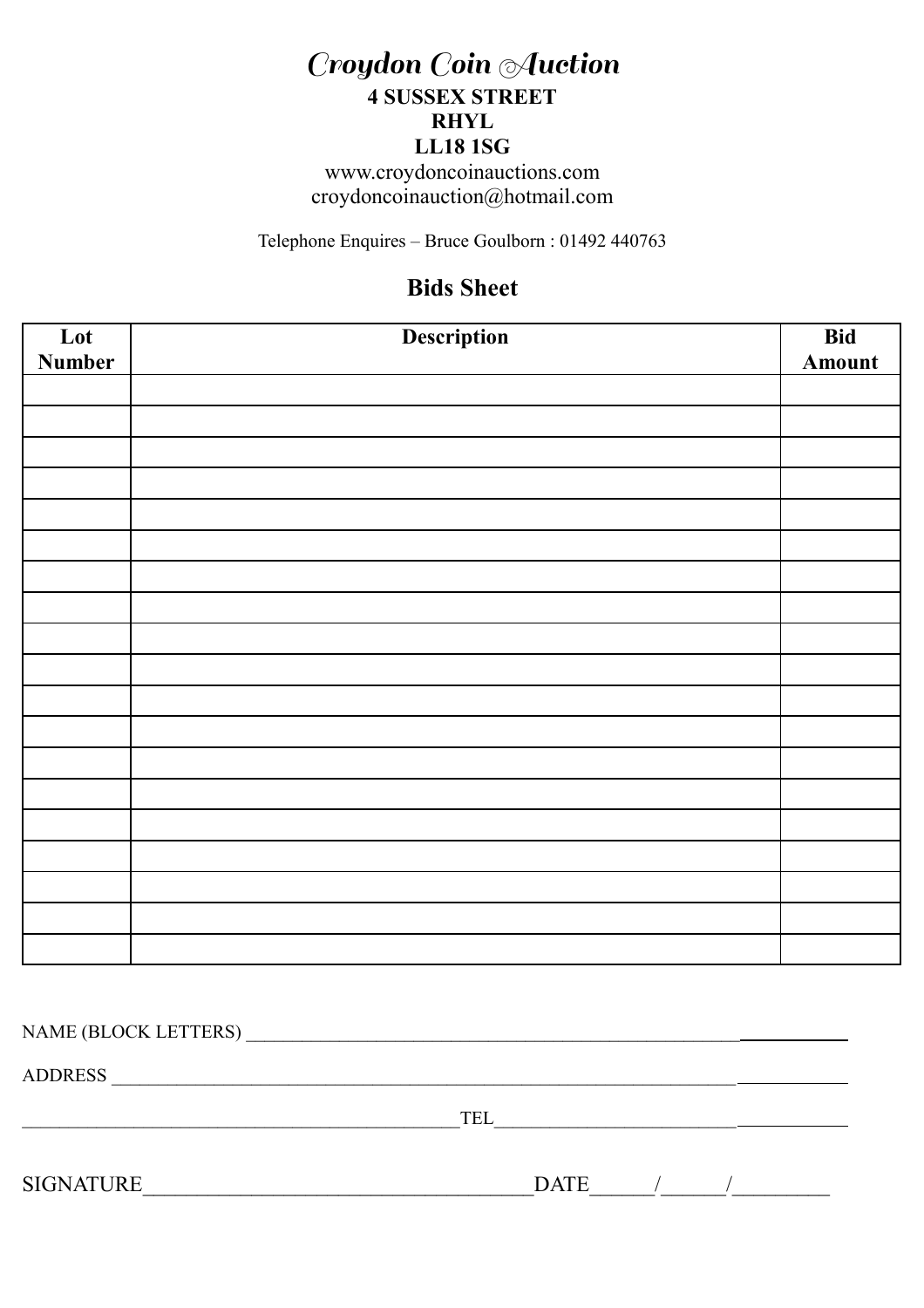# *Croydon Coin Auction*

**4 SUSSEX STREET**
**RHYL**
**LL18 1SG**

www.croydoncoinauctions.com
croydoncoinauction@hotmail.com

Telephone Enquires – Bruce Goulborn : 01492 440763

## Bids Sheet

| Lot Number | Description | Bid Amount |
|---|---|---|
| | | |
| | | |
| | | |
| | | |
| | | |
| | | |
| | | |
| | | |
| | | |
| | | |
| | | |
| | | |
| | | |
| | | |
| | | |
| | | |
| | | |
| | | |
| | | |

NAME (BLOCK LETTERS) ____________________________________________________________

ADDRESS ____________________________________________________________________

______________________________________________TEL__________________________________

SIGNATURE__________________________________DATE______/______/_________